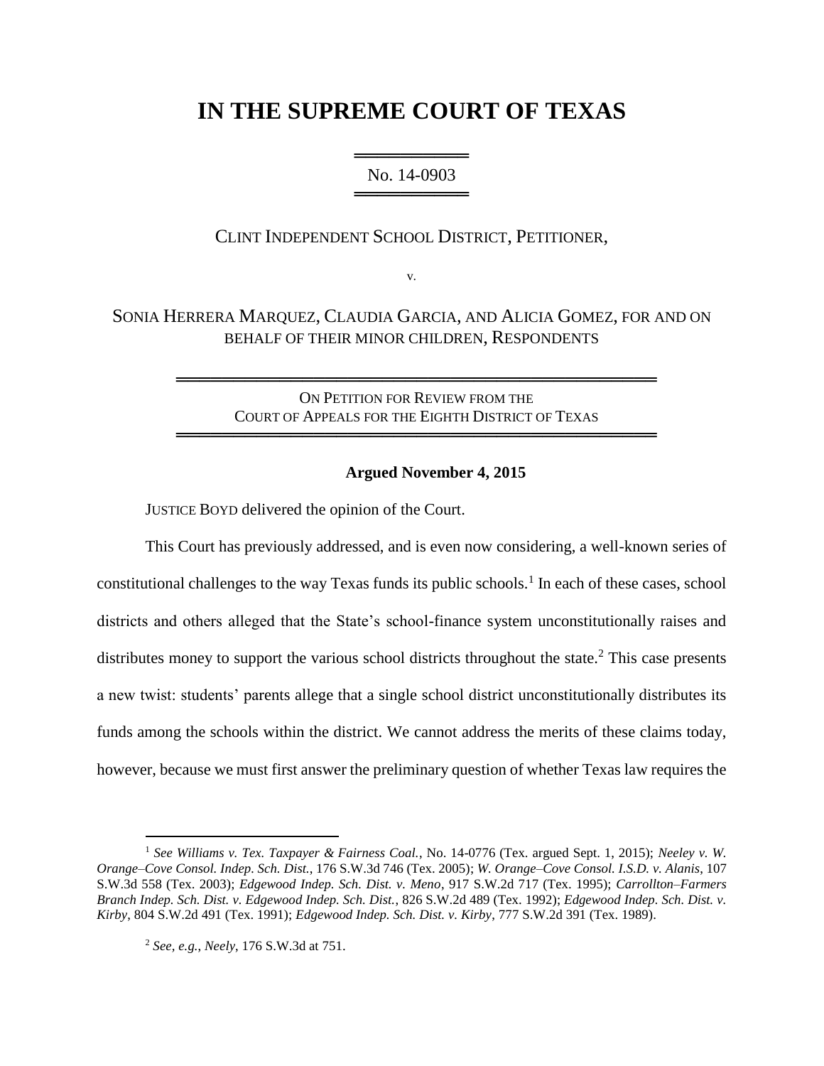# IN THE SUPREME COURT OF TEXAS

No. 14-0903

CLINT INDEPENDENT SCHOOL DISTRICT, PETITIONER,

v.

SONIA HERRERA MARQUEZ, CLAUDIA GARCIA, AND ALICIA GOMEZ, FOR AND ON BEHALF OF THEIR MINOR CHILDREN, RESPONDENTS

ON PETITION FOR REVIEW FROM THE COURT OF APPEALS FOR THE EIGHTH DISTRICT OF TEXAS

**Argued November 4, 2015**

JUSTICE BOYD delivered the opinion of the Court.

This Court has previously addressed, and is even now considering, a well-known series of constitutional challenges to the way Texas funds its public schools.[1] In each of these cases, school districts and others alleged that the State's school-finance system unconstitutionally raises and distributes money to support the various school districts throughout the state.[2] This case presents a new twist: students' parents allege that a single school district unconstitutionally distributes its funds among the schools within the district. We cannot address the merits of these claims today, however, because we must first answer the preliminary question of whether Texas law requires the

---

[1] *See Williams v. Tex. Taxpayer & Fairness Coal.*, No. 14-0776 (Tex. argued Sept. 1, 2015); *Neeley v. W. Orange–Cove Consol. Indep. Sch. Dist.*, 176 S.W.3d 746 (Tex. 2005); *W. Orange–Cove Consol. I.S.D. v. Alanis*, 107 S.W.3d 558 (Tex. 2003); *Edgewood Indep. Sch. Dist. v. Meno*, 917 S.W.2d 717 (Tex. 1995); *Carrollton–Farmers Branch Indep. Sch. Dist. v. Edgewood Indep. Sch. Dist.*, 826 S.W.2d 489 (Tex. 1992); *Edgewood Indep. Sch. Dist. v. Kirby*, 804 S.W.2d 491 (Tex. 1991); *Edgewood Indep. Sch. Dist. v. Kirby*, 777 S.W.2d 391 (Tex. 1989).

[2] *See, e.g.*, *Neely*, 176 S.W.3d at 751.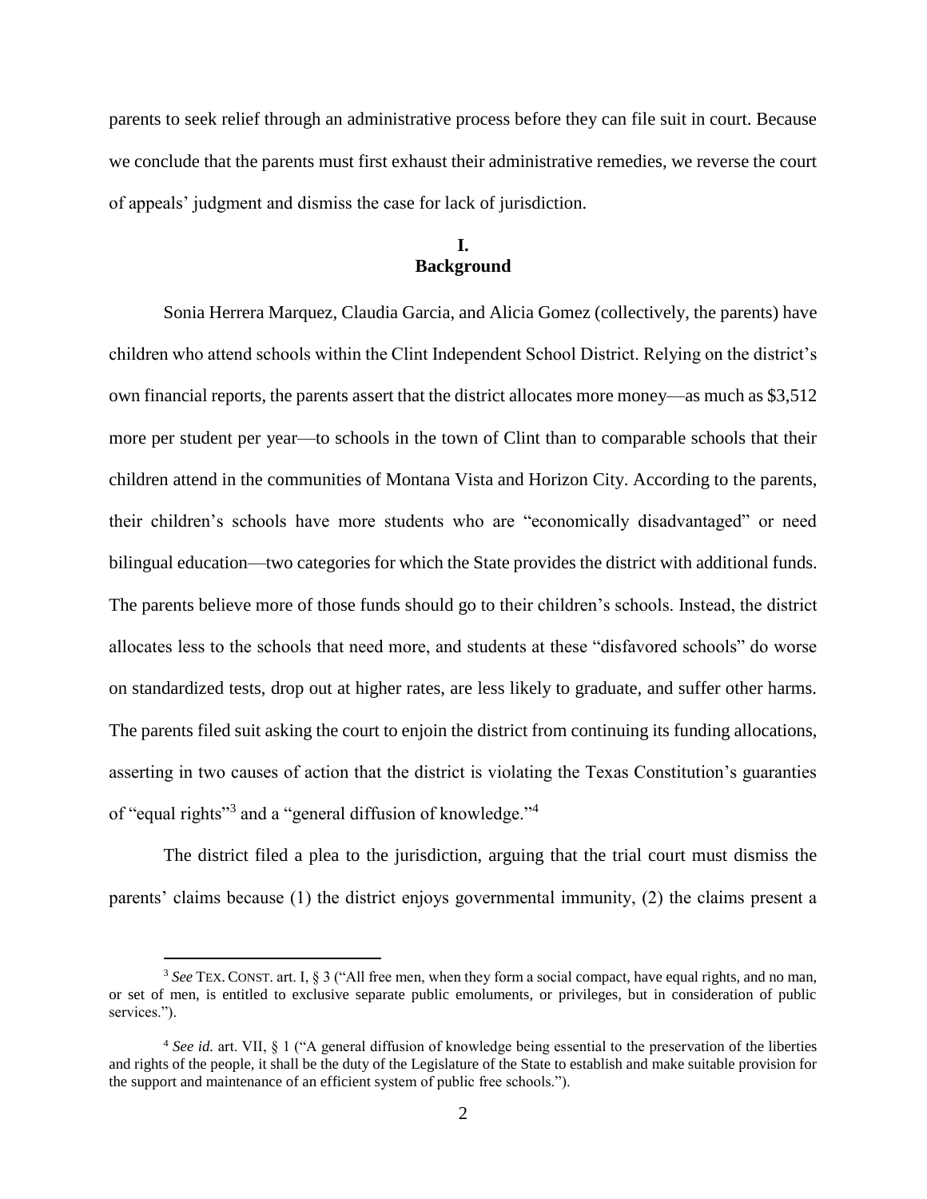parents to seek relief through an administrative process before they can file suit in court. Because we conclude that the parents must first exhaust their administrative remedies, we reverse the court of appeals' judgment and dismiss the case for lack of jurisdiction.

## I.
## Background

Sonia Herrera Marquez, Claudia Garcia, and Alicia Gomez (collectively, the parents) have children who attend schools within the Clint Independent School District. Relying on the district's own financial reports, the parents assert that the district allocates more money—as much as $3,512 more per student per year—to schools in the town of Clint than to comparable schools that their children attend in the communities of Montana Vista and Horizon City. According to the parents, their children's schools have more students who are "economically disadvantaged" or need bilingual education—two categories for which the State provides the district with additional funds. The parents believe more of those funds should go to their children's schools. Instead, the district allocates less to the schools that need more, and students at these "disfavored schools" do worse on standardized tests, drop out at higher rates, are less likely to graduate, and suffer other harms. The parents filed suit asking the court to enjoin the district from continuing its funding allocations, asserting in two causes of action that the district is violating the Texas Constitution's guaranties of "equal rights"[3] and a "general diffusion of knowledge."[4]

The district filed a plea to the jurisdiction, arguing that the trial court must dismiss the parents' claims because (1) the district enjoys governmental immunity, (2) the claims present a

---

[3] *See* TEX. CONST. art. I, § 3 ("All free men, when they form a social compact, have equal rights, and no man, or set of men, is entitled to exclusive separate public emoluments, or privileges, but in consideration of public services.").

[4] *See id.* art. VII, § 1 ("A general diffusion of knowledge being essential to the preservation of the liberties and rights of the people, it shall be the duty of the Legislature of the State to establish and make suitable provision for the support and maintenance of an efficient system of public free schools.").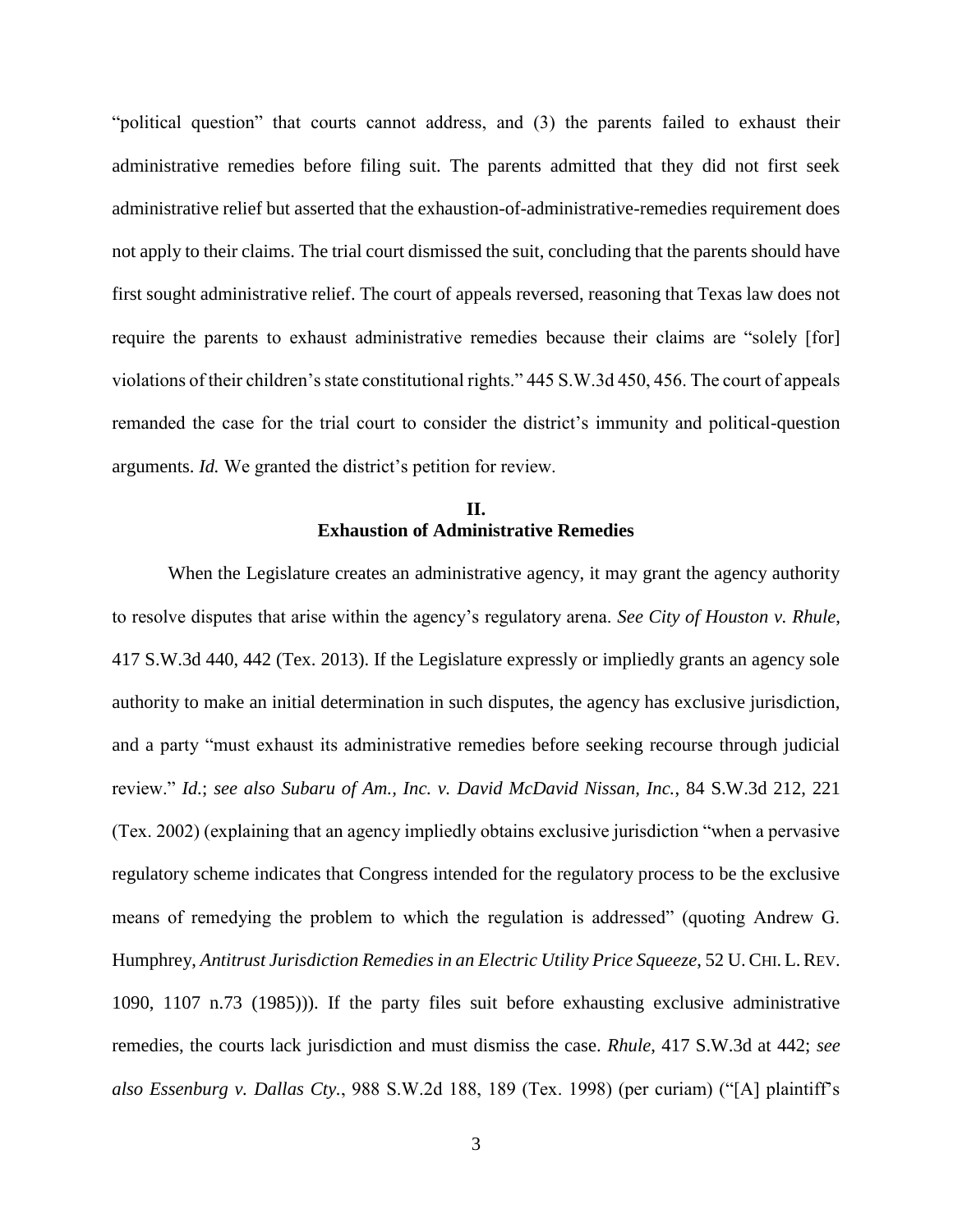"political question" that courts cannot address, and (3) the parents failed to exhaust their administrative remedies before filing suit. The parents admitted that they did not first seek administrative relief but asserted that the exhaustion-of-administrative-remedies requirement does not apply to their claims. The trial court dismissed the suit, concluding that the parents should have first sought administrative relief. The court of appeals reversed, reasoning that Texas law does not require the parents to exhaust administrative remedies because their claims are "solely [for] violations of their children's state constitutional rights." 445 S.W.3d 450, 456. The court of appeals remanded the case for the trial court to consider the district's immunity and political-question arguments. *Id.* We granted the district's petition for review.

## II.
## Exhaustion of Administrative Remedies

When the Legislature creates an administrative agency, it may grant the agency authority to resolve disputes that arise within the agency's regulatory arena. *See City of Houston v. Rhule*, 417 S.W.3d 440, 442 (Tex. 2013). If the Legislature expressly or impliedly grants an agency sole authority to make an initial determination in such disputes, the agency has exclusive jurisdiction, and a party "must exhaust its administrative remedies before seeking recourse through judicial review." *Id.*; *see also Subaru of Am., Inc. v. David McDavid Nissan, Inc.*, 84 S.W.3d 212, 221 (Tex. 2002) (explaining that an agency impliedly obtains exclusive jurisdiction "when a pervasive regulatory scheme indicates that Congress intended for the regulatory process to be the exclusive means of remedying the problem to which the regulation is addressed" (quoting Andrew G. Humphrey, *Antitrust Jurisdiction Remedies in an Electric Utility Price Squeeze*, 52 U. CHI. L. REV. 1090, 1107 n.73 (1985))). If the party files suit before exhausting exclusive administrative remedies, the courts lack jurisdiction and must dismiss the case. *Rhule*, 417 S.W.3d at 442; *see also Essenburg v. Dallas Cty.*, 988 S.W.2d 188, 189 (Tex. 1998) (per curiam) ("[A] plaintiff's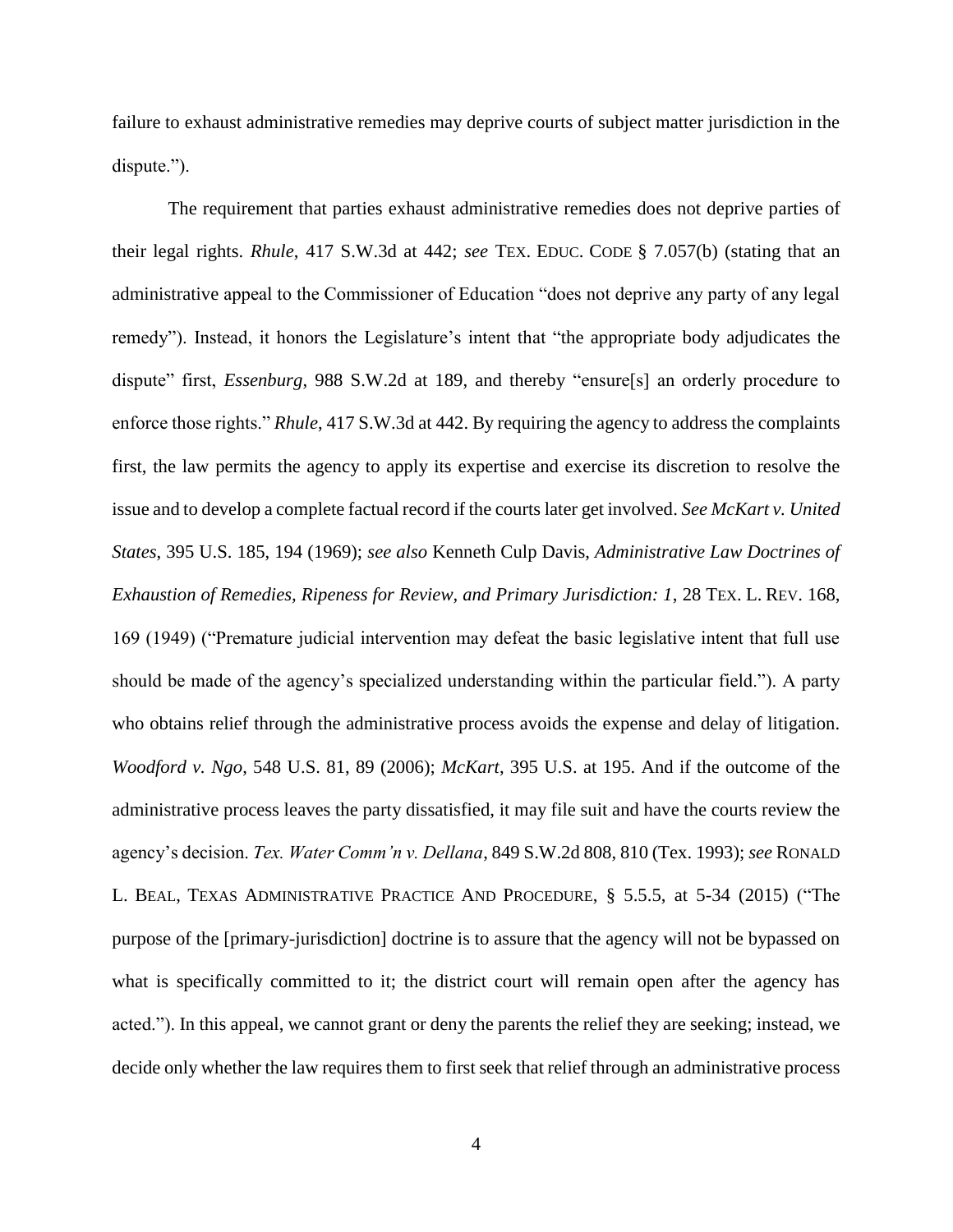failure to exhaust administrative remedies may deprive courts of subject matter jurisdiction in the dispute.").

The requirement that parties exhaust administrative remedies does not deprive parties of their legal rights. *Rhule*, 417 S.W.3d at 442; *see* TEX. EDUC. CODE § 7.057(b) (stating that an administrative appeal to the Commissioner of Education "does not deprive any party of any legal remedy"). Instead, it honors the Legislature's intent that "the appropriate body adjudicates the dispute" first, *Essenburg*, 988 S.W.2d at 189, and thereby "ensure[s] an orderly procedure to enforce those rights." *Rhule*, 417 S.W.3d at 442. By requiring the agency to address the complaints first, the law permits the agency to apply its expertise and exercise its discretion to resolve the issue and to develop a complete factual record if the courts later get involved. *See McKart v. United States*, 395 U.S. 185, 194 (1969); *see also* Kenneth Culp Davis, *Administrative Law Doctrines of Exhaustion of Remedies, Ripeness for Review, and Primary Jurisdiction: 1*, 28 TEX. L. REV. 168, 169 (1949) ("Premature judicial intervention may defeat the basic legislative intent that full use should be made of the agency's specialized understanding within the particular field."). A party who obtains relief through the administrative process avoids the expense and delay of litigation. *Woodford v. Ngo*, 548 U.S. 81, 89 (2006); *McKart*, 395 U.S. at 195. And if the outcome of the administrative process leaves the party dissatisfied, it may file suit and have the courts review the agency's decision. *Tex. Water Comm'n v. Dellana*, 849 S.W.2d 808, 810 (Tex. 1993); *see* RONALD L. BEAL, TEXAS ADMINISTRATIVE PRACTICE AND PROCEDURE, § 5.5.5, at 5-34 (2015) ("The purpose of the [primary-jurisdiction] doctrine is to assure that the agency will not be bypassed on what is specifically committed to it; the district court will remain open after the agency has acted."). In this appeal, we cannot grant or deny the parents the relief they are seeking; instead, we decide only whether the law requires them to first seek that relief through an administrative process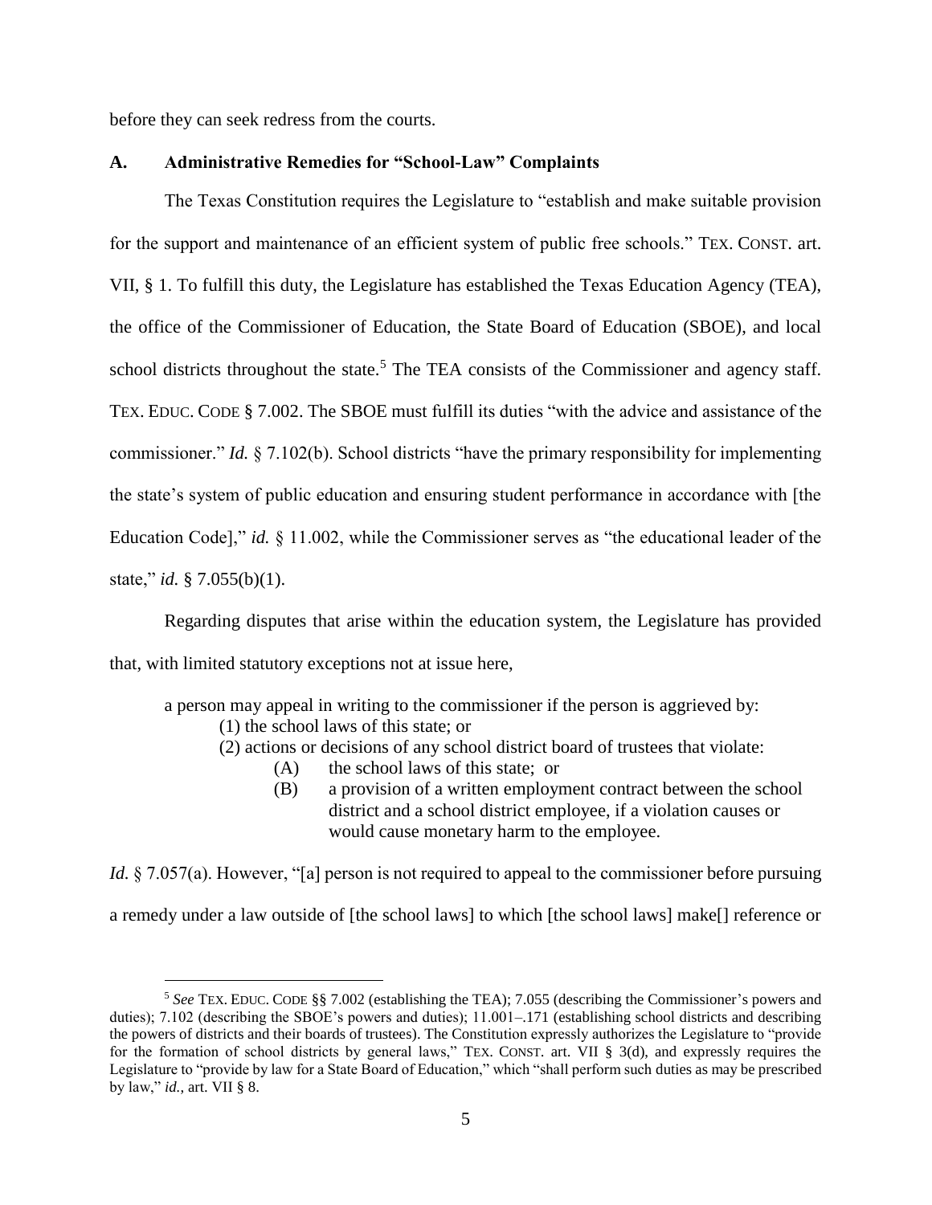before they can seek redress from the courts.

### A. Administrative Remedies for "School-Law" Complaints

The Texas Constitution requires the Legislature to "establish and make suitable provision for the support and maintenance of an efficient system of public free schools." TEX. CONST. art. VII, § 1. To fulfill this duty, the Legislature has established the Texas Education Agency (TEA), the office of the Commissioner of Education, the State Board of Education (SBOE), and local school districts throughout the state.[5] The TEA consists of the Commissioner and agency staff. TEX. EDUC. CODE § 7.002. The SBOE must fulfill its duties "with the advice and assistance of the commissioner." *Id.* § 7.102(b). School districts "have the primary responsibility for implementing the state's system of public education and ensuring student performance in accordance with [the Education Code]," *id.* § 11.002, while the Commissioner serves as "the educational leader of the state," *id.* § 7.055(b)(1).

Regarding disputes that arise within the education system, the Legislature has provided that, with limited statutory exceptions not at issue here,

> a person may appeal in writing to the commissioner if the person is aggrieved by:
> (1) the school laws of this state; or
> (2) actions or decisions of any school district board of trustees that violate:
> (A) the school laws of this state; or
> (B) a provision of a written employment contract between the school district and a school district employee, if a violation causes or would cause monetary harm to the employee.

*Id.* § 7.057(a). However, "[a] person is not required to appeal to the commissioner before pursuing a remedy under a law outside of [the school laws] to which [the school laws] make[] reference or

---

[5] *See* TEX. EDUC. CODE §§ 7.002 (establishing the TEA); 7.055 (describing the Commissioner's powers and duties); 7.102 (describing the SBOE's powers and duties); 11.001–.171 (establishing school districts and describing the powers of districts and their boards of trustees). The Constitution expressly authorizes the Legislature to "provide for the formation of school districts by general laws," TEX. CONST. art. VII § 3(d), and expressly requires the Legislature to "provide by law for a State Board of Education," which "shall perform such duties as may be prescribed by law," *id.*, art. VII § 8.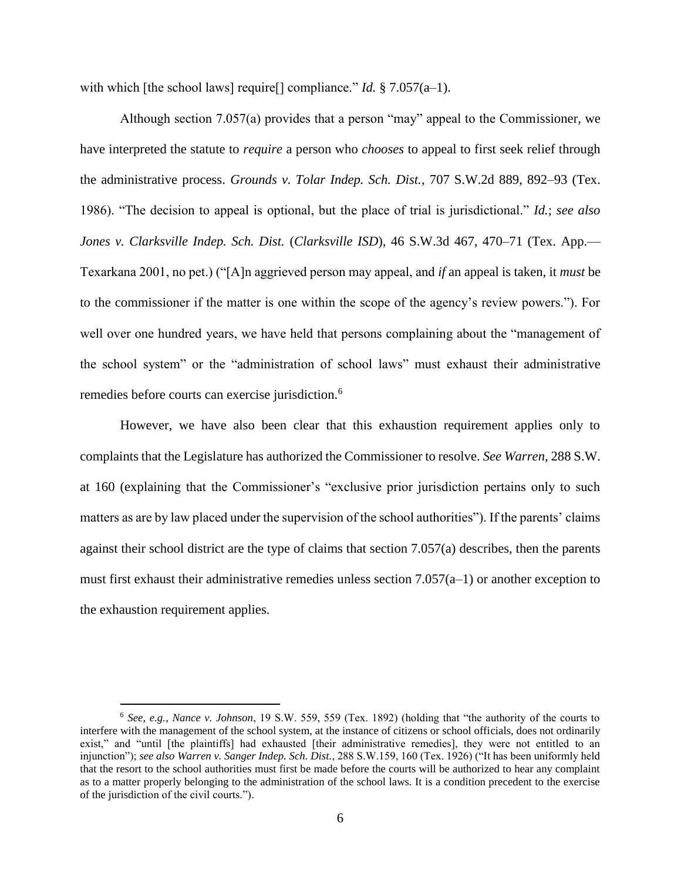with which [the school laws] require[] compliance." *Id.* § 7.057(a–1).

Although section 7.057(a) provides that a person "may" appeal to the Commissioner, we have interpreted the statute to *require* a person who *chooses* to appeal to first seek relief through the administrative process. *Grounds v. Tolar Indep. Sch. Dist.*, 707 S.W.2d 889, 892–93 (Tex. 1986). "The decision to appeal is optional, but the place of trial is jurisdictional." *Id.*; *see also Jones v. Clarksville Indep. Sch. Dist.* (*Clarksville ISD*), 46 S.W.3d 467, 470–71 (Tex. App.—Texarkana 2001, no pet.) ("[A]n aggrieved person may appeal, and *if* an appeal is taken, it *must* be to the commissioner if the matter is one within the scope of the agency's review powers."). For well over one hundred years, we have held that persons complaining about the "management of the school system" or the "administration of school laws" must exhaust their administrative remedies before courts can exercise jurisdiction.[6]

However, we have also been clear that this exhaustion requirement applies only to complaints that the Legislature has authorized the Commissioner to resolve. *See Warren*, 288 S.W. at 160 (explaining that the Commissioner's "exclusive prior jurisdiction pertains only to such matters as are by law placed under the supervision of the school authorities"). If the parents' claims against their school district are the type of claims that section 7.057(a) describes, then the parents must first exhaust their administrative remedies unless section 7.057(a–1) or another exception to the exhaustion requirement applies.

---

[6] *See, e.g.*, *Nance v. Johnson*, 19 S.W. 559, 559 (Tex. 1892) (holding that "the authority of the courts to interfere with the management of the school system, at the instance of citizens or school officials, does not ordinarily exist," and "until [the plaintiffs] had exhausted [their administrative remedies], they were not entitled to an injunction"); *see also Warren v. Sanger Indep. Sch. Dist.*, 288 S.W.159, 160 (Tex. 1926) ("It has been uniformly held that the resort to the school authorities must first be made before the courts will be authorized to hear any complaint as to a matter properly belonging to the administration of the school laws. It is a condition precedent to the exercise of the jurisdiction of the civil courts.").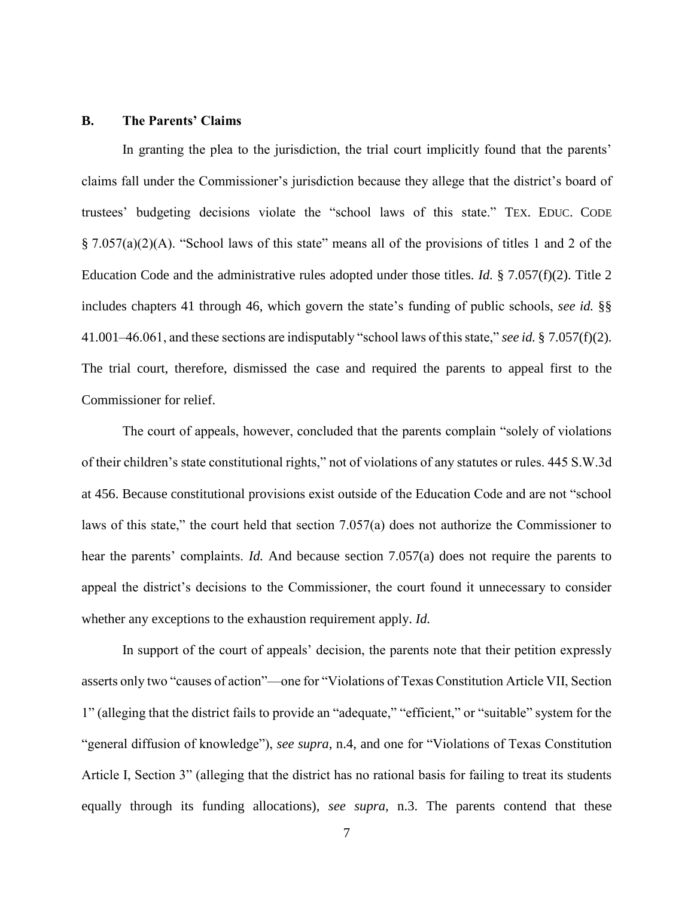### B. The Parents' Claims

In granting the plea to the jurisdiction, the trial court implicitly found that the parents' claims fall under the Commissioner's jurisdiction because they allege that the district's board of trustees' budgeting decisions violate the "school laws of this state." TEX. EDUC. CODE § 7.057(a)(2)(A). "School laws of this state" means all of the provisions of titles 1 and 2 of the Education Code and the administrative rules adopted under those titles. *Id.* § 7.057(f)(2). Title 2 includes chapters 41 through 46, which govern the state's funding of public schools, *see id.* §§ 41.001–46.061, and these sections are indisputably "school laws of this state," *see id.* § 7.057(f)(2). The trial court, therefore, dismissed the case and required the parents to appeal first to the Commissioner for relief.

The court of appeals, however, concluded that the parents complain "solely of violations of their children's state constitutional rights," not of violations of any statutes or rules. 445 S.W.3d at 456. Because constitutional provisions exist outside of the Education Code and are not "school laws of this state," the court held that section 7.057(a) does not authorize the Commissioner to hear the parents' complaints. *Id.* And because section 7.057(a) does not require the parents to appeal the district's decisions to the Commissioner, the court found it unnecessary to consider whether any exceptions to the exhaustion requirement apply. *Id.*

In support of the court of appeals' decision, the parents note that their petition expressly asserts only two "causes of action"—one for "Violations of Texas Constitution Article VII, Section 1" (alleging that the district fails to provide an "adequate," "efficient," or "suitable" system for the "general diffusion of knowledge"), *see supra*, n.4, and one for "Violations of Texas Constitution Article I, Section 3" (alleging that the district has no rational basis for failing to treat its students equally through its funding allocations), *see supra*, n.3. The parents contend that these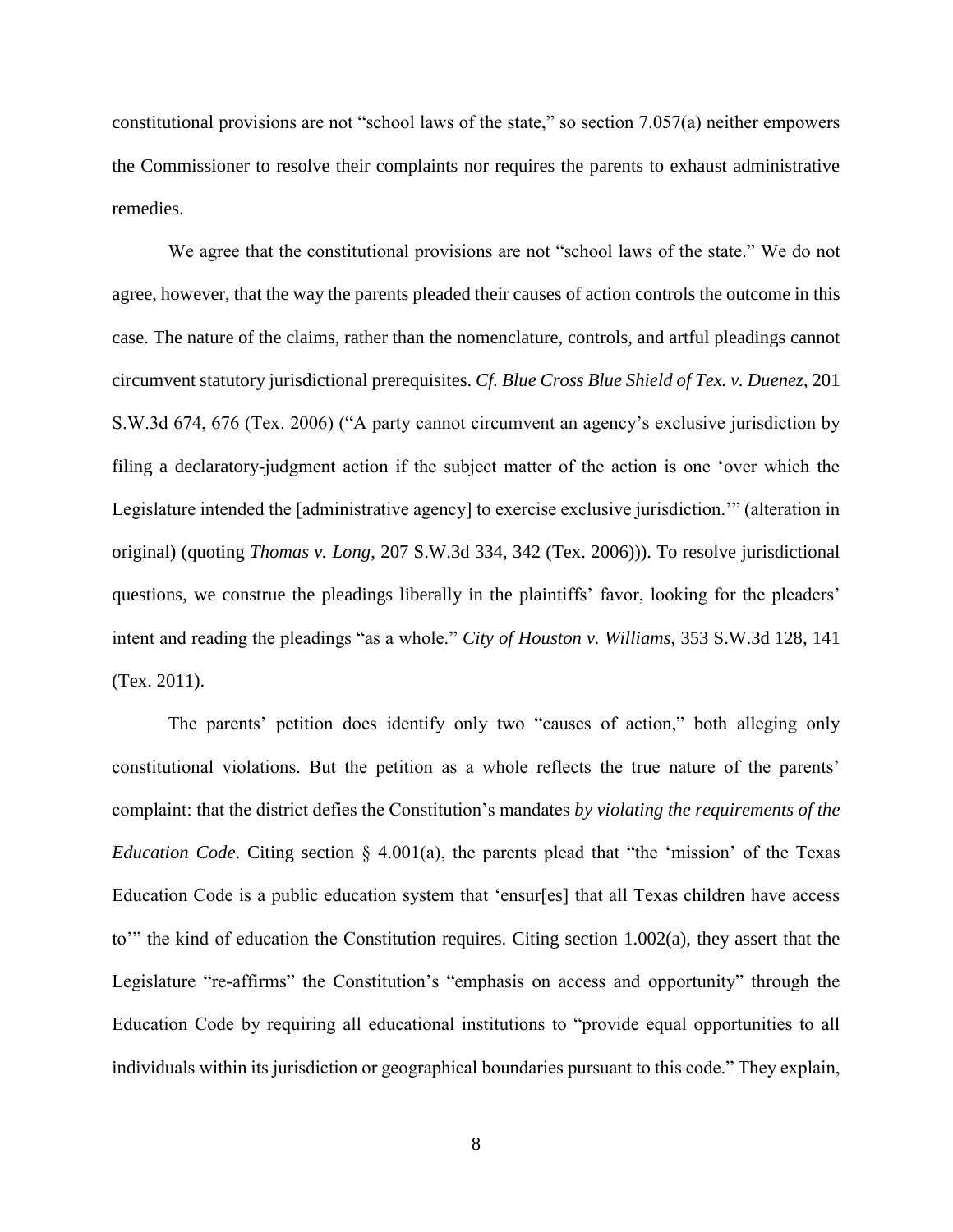constitutional provisions are not "school laws of the state," so section 7.057(a) neither empowers the Commissioner to resolve their complaints nor requires the parents to exhaust administrative remedies.

We agree that the constitutional provisions are not "school laws of the state." We do not agree, however, that the way the parents pleaded their causes of action controls the outcome in this case. The nature of the claims, rather than the nomenclature, controls, and artful pleadings cannot circumvent statutory jurisdictional prerequisites. *Cf. Blue Cross Blue Shield of Tex. v. Duenez*, 201 S.W.3d 674, 676 (Tex. 2006) ("A party cannot circumvent an agency's exclusive jurisdiction by filing a declaratory-judgment action if the subject matter of the action is one 'over which the Legislature intended the [administrative agency] to exercise exclusive jurisdiction.'" (alteration in original) (quoting *Thomas v. Long*, 207 S.W.3d 334, 342 (Tex. 2006))). To resolve jurisdictional questions, we construe the pleadings liberally in the plaintiffs' favor, looking for the pleaders' intent and reading the pleadings "as a whole." *City of Houston v. Williams*, 353 S.W.3d 128, 141 (Tex. 2011).

The parents' petition does identify only two "causes of action," both alleging only constitutional violations. But the petition as a whole reflects the true nature of the parents' complaint: that the district defies the Constitution's mandates *by violating the requirements of the Education Code*. Citing section § 4.001(a), the parents plead that "the 'mission' of the Texas Education Code is a public education system that 'ensur[es] that all Texas children have access to'" the kind of education the Constitution requires. Citing section 1.002(a), they assert that the Legislature "re-affirms" the Constitution's "emphasis on access and opportunity" through the Education Code by requiring all educational institutions to "provide equal opportunities to all individuals within its jurisdiction or geographical boundaries pursuant to this code." They explain,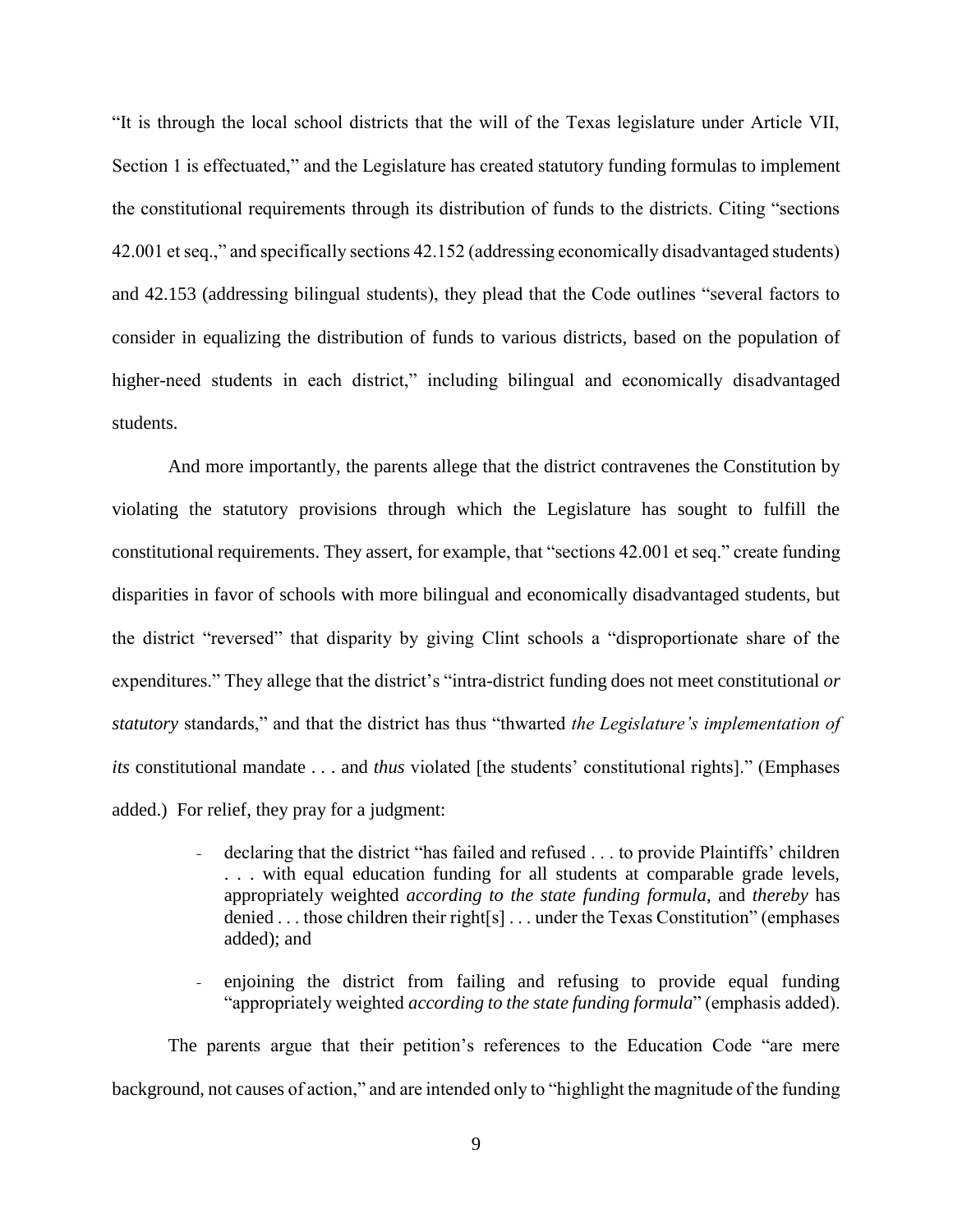"It is through the local school districts that the will of the Texas legislature under Article VII, Section 1 is effectuated," and the Legislature has created statutory funding formulas to implement the constitutional requirements through its distribution of funds to the districts. Citing "sections 42.001 et seq.," and specifically sections 42.152 (addressing economically disadvantaged students) and 42.153 (addressing bilingual students), they plead that the Code outlines "several factors to consider in equalizing the distribution of funds to various districts, based on the population of higher-need students in each district," including bilingual and economically disadvantaged students.

And more importantly, the parents allege that the district contravenes the Constitution by violating the statutory provisions through which the Legislature has sought to fulfill the constitutional requirements. They assert, for example, that "sections 42.001 et seq." create funding disparities in favor of schools with more bilingual and economically disadvantaged students, but the district "reversed" that disparity by giving Clint schools a "disproportionate share of the expenditures." They allege that the district's "intra-district funding does not meet constitutional *or statutory* standards," and that the district has thus "thwarted *the Legislature's implementation of its* constitutional mandate . . . and *thus* violated [the students' constitutional rights]." (Emphases added.) For relief, they pray for a judgment:

- declaring that the district "has failed and refused . . . to provide Plaintiffs' children . . . with equal education funding for all students at comparable grade levels, appropriately weighted *according to the state funding formula*, and *thereby* has denied . . . those children their right[s] . . . under the Texas Constitution" (emphases added); and
- enjoining the district from failing and refusing to provide equal funding "appropriately weighted *according to the state funding formula*" (emphasis added).

The parents argue that their petition's references to the Education Code "are mere background, not causes of action," and are intended only to "highlight the magnitude of the funding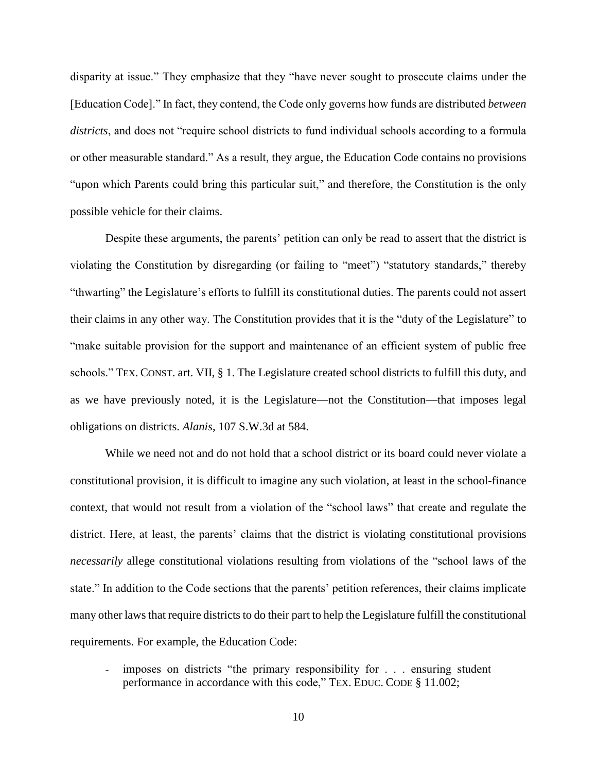disparity at issue." They emphasize that they "have never sought to prosecute claims under the [Education Code]." In fact, they contend, the Code only governs how funds are distributed *between districts*, and does not "require school districts to fund individual schools according to a formula or other measurable standard." As a result, they argue, the Education Code contains no provisions "upon which Parents could bring this particular suit," and therefore, the Constitution is the only possible vehicle for their claims.

Despite these arguments, the parents' petition can only be read to assert that the district is violating the Constitution by disregarding (or failing to "meet") "statutory standards," thereby "thwarting" the Legislature's efforts to fulfill its constitutional duties. The parents could not assert their claims in any other way. The Constitution provides that it is the "duty of the Legislature" to "make suitable provision for the support and maintenance of an efficient system of public free schools." TEX. CONST. art. VII, § 1. The Legislature created school districts to fulfill this duty, and as we have previously noted, it is the Legislature—not the Constitution—that imposes legal obligations on districts. *Alanis*, 107 S.W.3d at 584.

While we need not and do not hold that a school district or its board could never violate a constitutional provision, it is difficult to imagine any such violation, at least in the school-finance context, that would not result from a violation of the "school laws" that create and regulate the district. Here, at least, the parents' claims that the district is violating constitutional provisions *necessarily* allege constitutional violations resulting from violations of the "school laws of the state." In addition to the Code sections that the parents' petition references, their claims implicate many other laws that require districts to do their part to help the Legislature fulfill the constitutional requirements. For example, the Education Code:

- imposes on districts "the primary responsibility for . . . ensuring student performance in accordance with this code," TEX. EDUC. CODE § 11.002;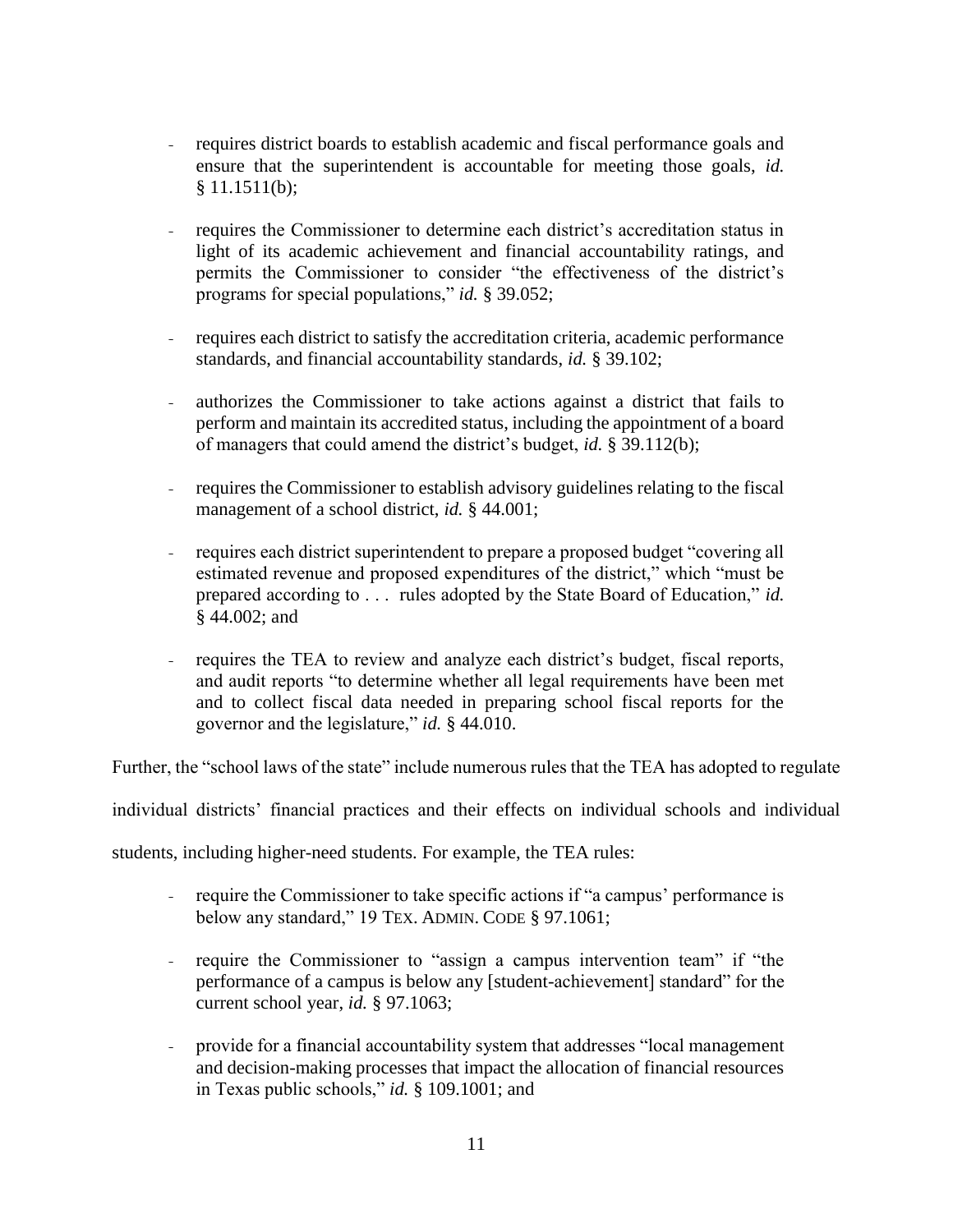- requires district boards to establish academic and fiscal performance goals and ensure that the superintendent is accountable for meeting those goals, *id.* § 11.1511(b);

- requires the Commissioner to determine each district's accreditation status in light of its academic achievement and financial accountability ratings, and permits the Commissioner to consider "the effectiveness of the district's programs for special populations," *id.* § 39.052;

- requires each district to satisfy the accreditation criteria, academic performance standards, and financial accountability standards, *id.* § 39.102;

- authorizes the Commissioner to take actions against a district that fails to perform and maintain its accredited status, including the appointment of a board of managers that could amend the district's budget, *id.* § 39.112(b);

- requires the Commissioner to establish advisory guidelines relating to the fiscal management of a school district, *id.* § 44.001;

- requires each district superintendent to prepare a proposed budget "covering all estimated revenue and proposed expenditures of the district," which "must be prepared according to . . . rules adopted by the State Board of Education," *id.* § 44.002; and

- requires the TEA to review and analyze each district's budget, fiscal reports, and audit reports "to determine whether all legal requirements have been met and to collect fiscal data needed in preparing school fiscal reports for the governor and the legislature," *id.* § 44.010.

Further, the "school laws of the state" include numerous rules that the TEA has adopted to regulate individual districts' financial practices and their effects on individual schools and individual students, including higher-need students. For example, the TEA rules:

- require the Commissioner to take specific actions if "a campus' performance is below any standard," 19 TEX. ADMIN. CODE § 97.1061;

- require the Commissioner to "assign a campus intervention team" if "the performance of a campus is below any [student-achievement] standard" for the current school year, *id.* § 97.1063;

- provide for a financial accountability system that addresses "local management and decision-making processes that impact the allocation of financial resources in Texas public schools," *id.* § 109.1001; and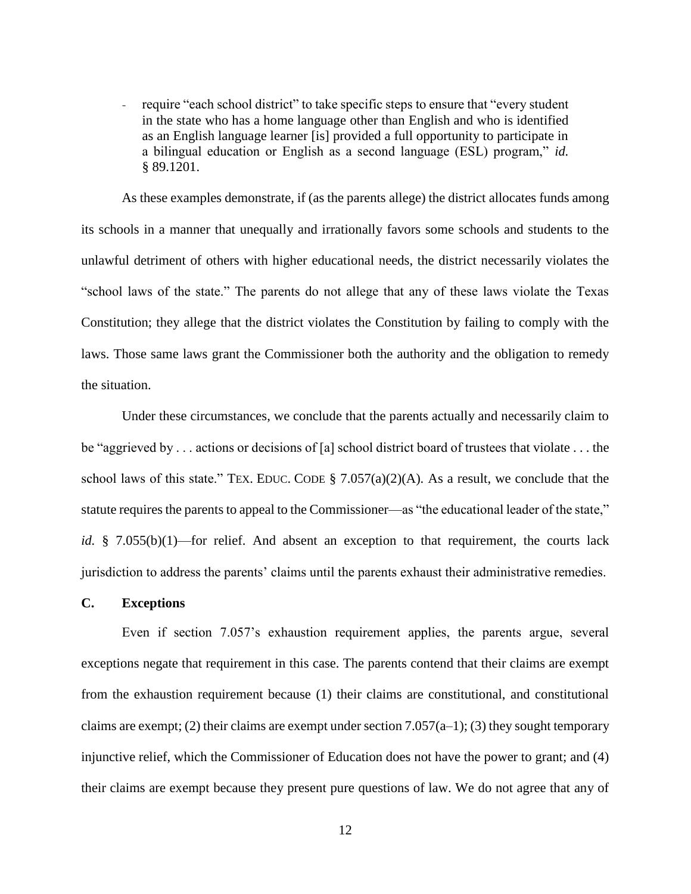- require "each school district" to take specific steps to ensure that "every student in the state who has a home language other than English and who is identified as an English language learner [is] provided a full opportunity to participate in a bilingual education or English as a second language (ESL) program," *id.* § 89.1201.

As these examples demonstrate, if (as the parents allege) the district allocates funds among its schools in a manner that unequally and irrationally favors some schools and students to the unlawful detriment of others with higher educational needs, the district necessarily violates the "school laws of the state." The parents do not allege that any of these laws violate the Texas Constitution; they allege that the district violates the Constitution by failing to comply with the laws. Those same laws grant the Commissioner both the authority and the obligation to remedy the situation.

Under these circumstances, we conclude that the parents actually and necessarily claim to be "aggrieved by . . . actions or decisions of [a] school district board of trustees that violate . . . the school laws of this state." TEX. EDUC. CODE § 7.057(a)(2)(A). As a result, we conclude that the statute requires the parents to appeal to the Commissioner—as "the educational leader of the state," *id.* § 7.055(b)(1)—for relief. And absent an exception to that requirement, the courts lack jurisdiction to address the parents' claims until the parents exhaust their administrative remedies.

### C. Exceptions

Even if section 7.057's exhaustion requirement applies, the parents argue, several exceptions negate that requirement in this case. The parents contend that their claims are exempt from the exhaustion requirement because (1) their claims are constitutional, and constitutional claims are exempt; (2) their claims are exempt under section 7.057(a–1); (3) they sought temporary injunctive relief, which the Commissioner of Education does not have the power to grant; and (4) their claims are exempt because they present pure questions of law. We do not agree that any of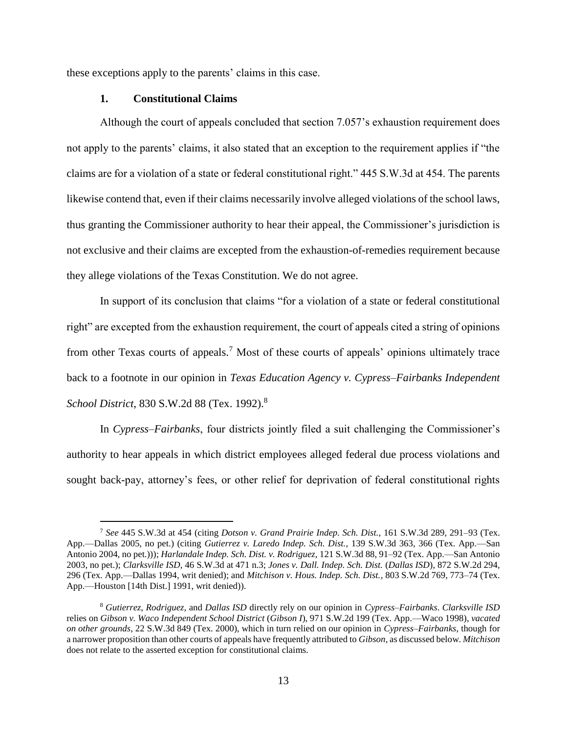these exceptions apply to the parents' claims in this case.

### 1. Constitutional Claims

Although the court of appeals concluded that section 7.057's exhaustion requirement does not apply to the parents' claims, it also stated that an exception to the requirement applies if "the claims are for a violation of a state or federal constitutional right." 445 S.W.3d at 454. The parents likewise contend that, even if their claims necessarily involve alleged violations of the school laws, thus granting the Commissioner authority to hear their appeal, the Commissioner's jurisdiction is not exclusive and their claims are excepted from the exhaustion-of-remedies requirement because they allege violations of the Texas Constitution. We do not agree.

In support of its conclusion that claims "for a violation of a state or federal constitutional right" are excepted from the exhaustion requirement, the court of appeals cited a string of opinions from other Texas courts of appeals.[7] Most of these courts of appeals' opinions ultimately trace back to a footnote in our opinion in *Texas Education Agency v. Cypress–Fairbanks Independent School District*, 830 S.W.2d 88 (Tex. 1992).[8]

In *Cypress–Fairbanks*, four districts jointly filed a suit challenging the Commissioner's authority to hear appeals in which district employees alleged federal due process violations and sought back-pay, attorney's fees, or other relief for deprivation of federal constitutional rights

---

[7] *See* 445 S.W.3d at 454 (citing *Dotson v. Grand Prairie Indep. Sch. Dist.*, 161 S.W.3d 289, 291–93 (Tex. App.—Dallas 2005, no pet.) (citing *Gutierrez v. Laredo Indep. Sch. Dist.*, 139 S.W.3d 363, 366 (Tex. App.—San Antonio 2004, no pet.))); *Harlandale Indep. Sch. Dist. v. Rodriguez*, 121 S.W.3d 88, 91–92 (Tex. App.—San Antonio 2003, no pet.); *Clarksville ISD*, 46 S.W.3d at 471 n.3; *Jones v. Dall. Indep. Sch. Dist.* (*Dallas ISD*), 872 S.W.2d 294, 296 (Tex. App.—Dallas 1994, writ denied); and *Mitchison v. Hous. Indep. Sch. Dist.*, 803 S.W.2d 769, 773–74 (Tex. App.—Houston [14th Dist.] 1991, writ denied)).

[8] *Gutierrez*, *Rodriguez*, and *Dallas ISD* directly rely on our opinion in *Cypress–Fairbanks*. *Clarksville ISD* relies on *Gibson v. Waco Independent School District* (*Gibson I*), 971 S.W.2d 199 (Tex. App.—Waco 1998), *vacated on other grounds*, 22 S.W.3d 849 (Tex. 2000), which in turn relied on our opinion in *Cypress–Fairbanks*, though for a narrower proposition than other courts of appeals have frequently attributed to *Gibson*, as discussed below. *Mitchison* does not relate to the asserted exception for constitutional claims.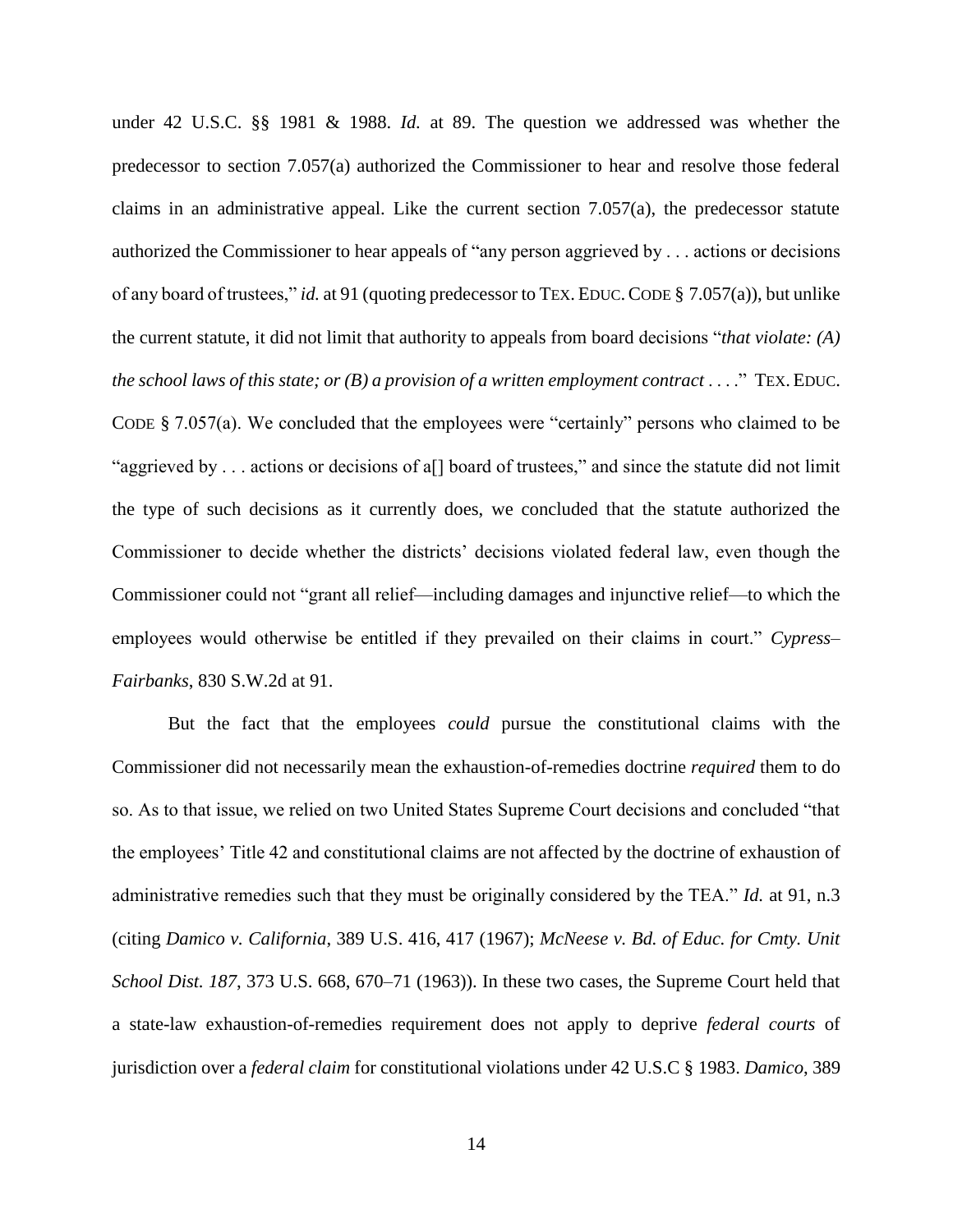under 42 U.S.C. §§ 1981 & 1988. *Id.* at 89. The question we addressed was whether the predecessor to section 7.057(a) authorized the Commissioner to hear and resolve those federal claims in an administrative appeal. Like the current section 7.057(a), the predecessor statute authorized the Commissioner to hear appeals of "any person aggrieved by . . . actions or decisions of any board of trustees," *id.* at 91 (quoting predecessor to TEX. EDUC. CODE § 7.057(a)), but unlike the current statute, it did not limit that authority to appeals from board decisions "*that violate: (A) the school laws of this state; or (B) a provision of a written employment contract* . . . ." TEX. EDUC. CODE § 7.057(a). We concluded that the employees were "certainly" persons who claimed to be "aggrieved by . . . actions or decisions of a[] board of trustees," and since the statute did not limit the type of such decisions as it currently does, we concluded that the statute authorized the Commissioner to decide whether the districts' decisions violated federal law, even though the Commissioner could not "grant all relief—including damages and injunctive relief—to which the employees would otherwise be entitled if they prevailed on their claims in court." *Cypress–Fairbanks*, 830 S.W.2d at 91.

But the fact that the employees *could* pursue the constitutional claims with the Commissioner did not necessarily mean the exhaustion-of-remedies doctrine *required* them to do so. As to that issue, we relied on two United States Supreme Court decisions and concluded "that the employees' Title 42 and constitutional claims are not affected by the doctrine of exhaustion of administrative remedies such that they must be originally considered by the TEA." *Id.* at 91, n.3 (citing *Damico v. California*, 389 U.S. 416, 417 (1967); *McNeese v. Bd. of Educ. for Cmty. Unit School Dist. 187*, 373 U.S. 668, 670–71 (1963)). In these two cases, the Supreme Court held that a state-law exhaustion-of-remedies requirement does not apply to deprive *federal courts* of jurisdiction over a *federal claim* for constitutional violations under 42 U.S.C § 1983. *Damico*, 389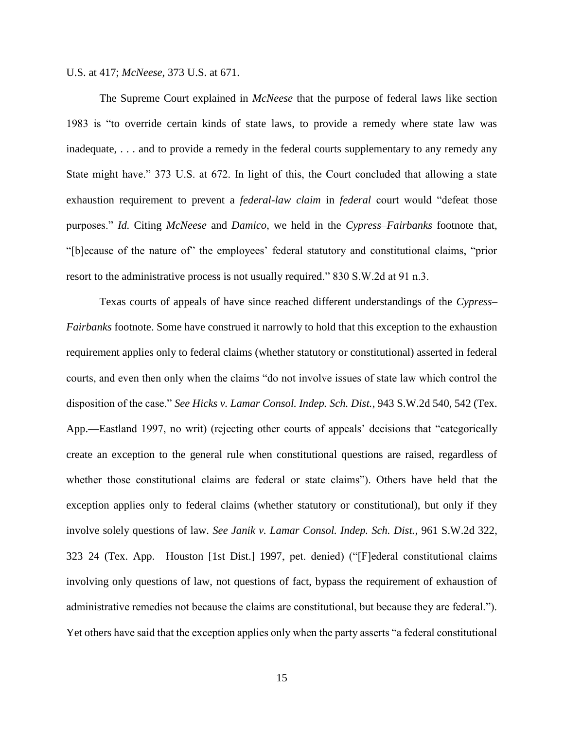U.S. at 417; *McNeese*, 373 U.S. at 671.

The Supreme Court explained in *McNeese* that the purpose of federal laws like section 1983 is "to override certain kinds of state laws, to provide a remedy where state law was inadequate, . . . and to provide a remedy in the federal courts supplementary to any remedy any State might have." 373 U.S. at 672. In light of this, the Court concluded that allowing a state exhaustion requirement to prevent a *federal-law claim* in *federal* court would "defeat those purposes." *Id.* Citing *McNeese* and *Damico*, we held in the *Cypress–Fairbanks* footnote that, "[b]ecause of the nature of" the employees' federal statutory and constitutional claims, "prior resort to the administrative process is not usually required." 830 S.W.2d at 91 n.3.

Texas courts of appeals of have since reached different understandings of the *Cypress–Fairbanks* footnote. Some have construed it narrowly to hold that this exception to the exhaustion requirement applies only to federal claims (whether statutory or constitutional) asserted in federal courts, and even then only when the claims "do not involve issues of state law which control the disposition of the case." *See Hicks v. Lamar Consol. Indep. Sch. Dist.*, 943 S.W.2d 540, 542 (Tex. App.—Eastland 1997, no writ) (rejecting other courts of appeals' decisions that "categorically create an exception to the general rule when constitutional questions are raised, regardless of whether those constitutional claims are federal or state claims"). Others have held that the exception applies only to federal claims (whether statutory or constitutional), but only if they involve solely questions of law. *See Janik v. Lamar Consol. Indep. Sch. Dist.*, 961 S.W.2d 322, 323–24 (Tex. App.—Houston [1st Dist.] 1997, pet. denied) ("[F]ederal constitutional claims involving only questions of law, not questions of fact, bypass the requirement of exhaustion of administrative remedies not because the claims are constitutional, but because they are federal."). Yet others have said that the exception applies only when the party asserts "a federal constitutional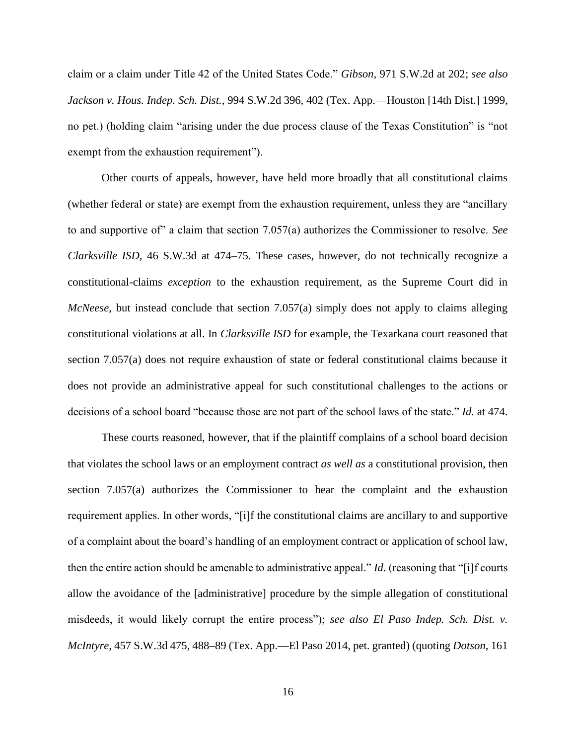claim or a claim under Title 42 of the United States Code." *Gibson*, 971 S.W.2d at 202; *see also Jackson v. Hous. Indep. Sch. Dist.*, 994 S.W.2d 396, 402 (Tex. App.—Houston [14th Dist.] 1999, no pet.) (holding claim "arising under the due process clause of the Texas Constitution" is "not exempt from the exhaustion requirement").

Other courts of appeals, however, have held more broadly that all constitutional claims (whether federal or state) are exempt from the exhaustion requirement, unless they are "ancillary to and supportive of" a claim that section 7.057(a) authorizes the Commissioner to resolve. *See Clarksville ISD*, 46 S.W.3d at 474–75. These cases, however, do not technically recognize a constitutional-claims *exception* to the exhaustion requirement, as the Supreme Court did in *McNeese*, but instead conclude that section 7.057(a) simply does not apply to claims alleging constitutional violations at all. In *Clarksville ISD* for example, the Texarkana court reasoned that section 7.057(a) does not require exhaustion of state or federal constitutional claims because it does not provide an administrative appeal for such constitutional challenges to the actions or decisions of a school board "because those are not part of the school laws of the state." *Id.* at 474.

These courts reasoned, however, that if the plaintiff complains of a school board decision that violates the school laws or an employment contract *as well as* a constitutional provision, then section 7.057(a) authorizes the Commissioner to hear the complaint and the exhaustion requirement applies. In other words, "[i]f the constitutional claims are ancillary to and supportive of a complaint about the board's handling of an employment contract or application of school law, then the entire action should be amenable to administrative appeal." *Id.* (reasoning that "[i]f courts allow the avoidance of the [administrative] procedure by the simple allegation of constitutional misdeeds, it would likely corrupt the entire process"); *see also El Paso Indep. Sch. Dist. v. McIntyre*, 457 S.W.3d 475, 488–89 (Tex. App.—El Paso 2014, pet. granted) (quoting *Dotson*, 161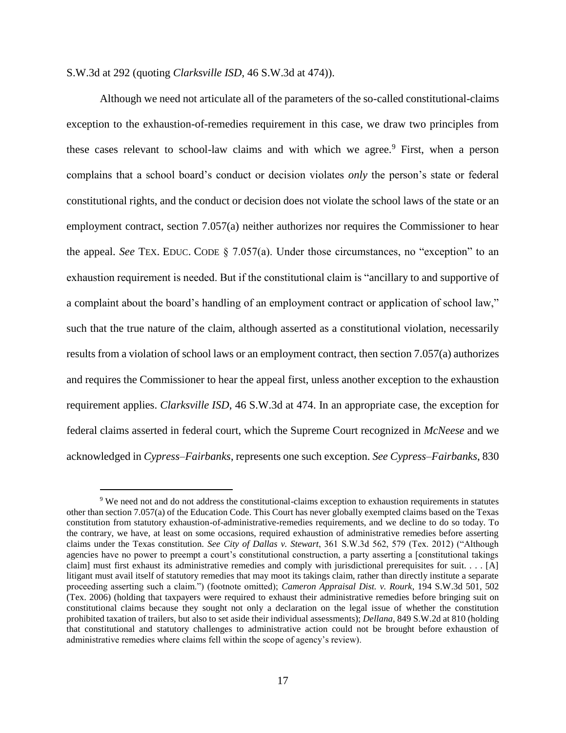S.W.3d at 292 (quoting *Clarksville ISD*, 46 S.W.3d at 474)).

Although we need not articulate all of the parameters of the so-called constitutional-claims exception to the exhaustion-of-remedies requirement in this case, we draw two principles from these cases relevant to school-law claims and with which we agree.[9] First, when a person complains that a school board's conduct or decision violates *only* the person's state or federal constitutional rights, and the conduct or decision does not violate the school laws of the state or an employment contract, section 7.057(a) neither authorizes nor requires the Commissioner to hear the appeal. *See* TEX. EDUC. CODE § 7.057(a). Under those circumstances, no "exception" to an exhaustion requirement is needed. But if the constitutional claim is "ancillary to and supportive of a complaint about the board's handling of an employment contract or application of school law," such that the true nature of the claim, although asserted as a constitutional violation, necessarily results from a violation of school laws or an employment contract, then section 7.057(a) authorizes and requires the Commissioner to hear the appeal first, unless another exception to the exhaustion requirement applies. *Clarksville ISD*, 46 S.W.3d at 474. In an appropriate case, the exception for federal claims asserted in federal court, which the Supreme Court recognized in *McNeese* and we acknowledged in *Cypress–Fairbanks*, represents one such exception. *See Cypress–Fairbanks*, 830

[9] We need not and do not address the constitutional-claims exception to exhaustion requirements in statutes other than section 7.057(a) of the Education Code. This Court has never globally exempted claims based on the Texas constitution from statutory exhaustion-of-administrative-remedies requirements, and we decline to do so today. To the contrary, we have, at least on some occasions, required exhaustion of administrative remedies before asserting claims under the Texas constitution. *See City of Dallas v. Stewart*, 361 S.W.3d 562, 579 (Tex. 2012) ("Although agencies have no power to preempt a court's constitutional construction, a party asserting a [constitutional takings claim] must first exhaust its administrative remedies and comply with jurisdictional prerequisites for suit. . . . [A] litigant must avail itself of statutory remedies that may moot its takings claim, rather than directly institute a separate proceeding asserting such a claim.") (footnote omitted); *Cameron Appraisal Dist. v. Rourk*, 194 S.W.3d 501, 502 (Tex. 2006) (holding that taxpayers were required to exhaust their administrative remedies before bringing suit on constitutional claims because they sought not only a declaration on the legal issue of whether the constitution prohibited taxation of trailers, but also to set aside their individual assessments); *Dellana*, 849 S.W.2d at 810 (holding that constitutional and statutory challenges to administrative action could not be brought before exhaustion of administrative remedies where claims fell within the scope of agency's review).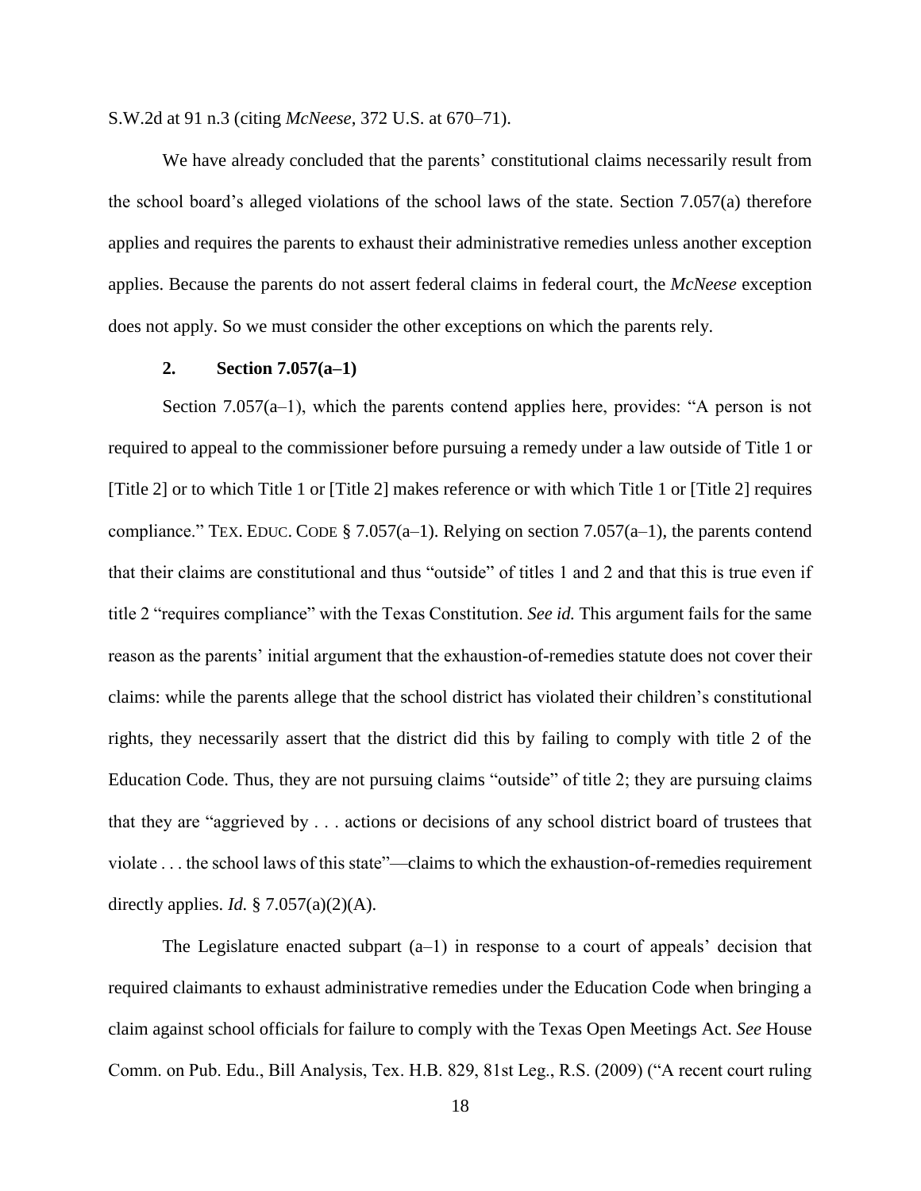S.W.2d at 91 n.3 (citing *McNeese*, 372 U.S. at 670–71).

We have already concluded that the parents' constitutional claims necessarily result from the school board's alleged violations of the school laws of the state. Section 7.057(a) therefore applies and requires the parents to exhaust their administrative remedies unless another exception applies. Because the parents do not assert federal claims in federal court, the *McNeese* exception does not apply. So we must consider the other exceptions on which the parents rely.

**2. Section 7.057(a–1)**

Section 7.057(a–1), which the parents contend applies here, provides: "A person is not required to appeal to the commissioner before pursuing a remedy under a law outside of Title 1 or [Title 2] or to which Title 1 or [Title 2] makes reference or with which Title 1 or [Title 2] requires compliance." TEX. EDUC. CODE § 7.057(a–1). Relying on section 7.057(a–1), the parents contend that their claims are constitutional and thus "outside" of titles 1 and 2 and that this is true even if title 2 "requires compliance" with the Texas Constitution. *See id.* This argument fails for the same reason as the parents' initial argument that the exhaustion-of-remedies statute does not cover their claims: while the parents allege that the school district has violated their children's constitutional rights, they necessarily assert that the district did this by failing to comply with title 2 of the Education Code. Thus, they are not pursuing claims "outside" of title 2; they are pursuing claims that they are "aggrieved by . . . actions or decisions of any school district board of trustees that violate . . . the school laws of this state"—claims to which the exhaustion-of-remedies requirement directly applies. *Id.* § 7.057(a)(2)(A).

The Legislature enacted subpart (a–1) in response to a court of appeals' decision that required claimants to exhaust administrative remedies under the Education Code when bringing a claim against school officials for failure to comply with the Texas Open Meetings Act. *See* House Comm. on Pub. Edu., Bill Analysis, Tex. H.B. 829, 81st Leg., R.S. (2009) ("A recent court ruling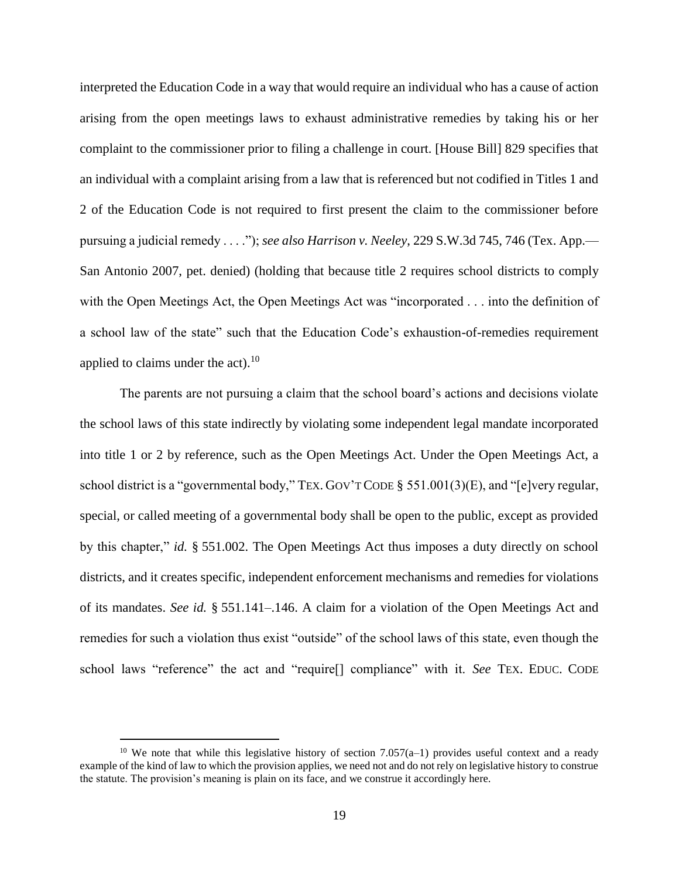interpreted the Education Code in a way that would require an individual who has a cause of action arising from the open meetings laws to exhaust administrative remedies by taking his or her complaint to the commissioner prior to filing a challenge in court. [House Bill] 829 specifies that an individual with a complaint arising from a law that is referenced but not codified in Titles 1 and 2 of the Education Code is not required to first present the claim to the commissioner before pursuing a judicial remedy . . . ."); *see also Harrison v. Neeley*, 229 S.W.3d 745, 746 (Tex. App.—San Antonio 2007, pet. denied) (holding that because title 2 requires school districts to comply with the Open Meetings Act, the Open Meetings Act was "incorporated . . . into the definition of a school law of the state" such that the Education Code's exhaustion-of-remedies requirement applied to claims under the act).[10]

The parents are not pursuing a claim that the school board's actions and decisions violate the school laws of this state indirectly by violating some independent legal mandate incorporated into title 1 or 2 by reference, such as the Open Meetings Act. Under the Open Meetings Act, a school district is a "governmental body," TEX. GOV'T CODE § 551.001(3)(E), and "[e]very regular, special, or called meeting of a governmental body shall be open to the public, except as provided by this chapter," *id.* § 551.002. The Open Meetings Act thus imposes a duty directly on school districts, and it creates specific, independent enforcement mechanisms and remedies for violations of its mandates. *See id.* § 551.141–.146. A claim for a violation of the Open Meetings Act and remedies for such a violation thus exist "outside" of the school laws of this state, even though the school laws "reference" the act and "require[] compliance" with it. *See* TEX. EDUC. CODE

[10] We note that while this legislative history of section 7.057(a–1) provides useful context and a ready example of the kind of law to which the provision applies, we need not and do not rely on legislative history to construe the statute. The provision's meaning is plain on its face, and we construe it accordingly here.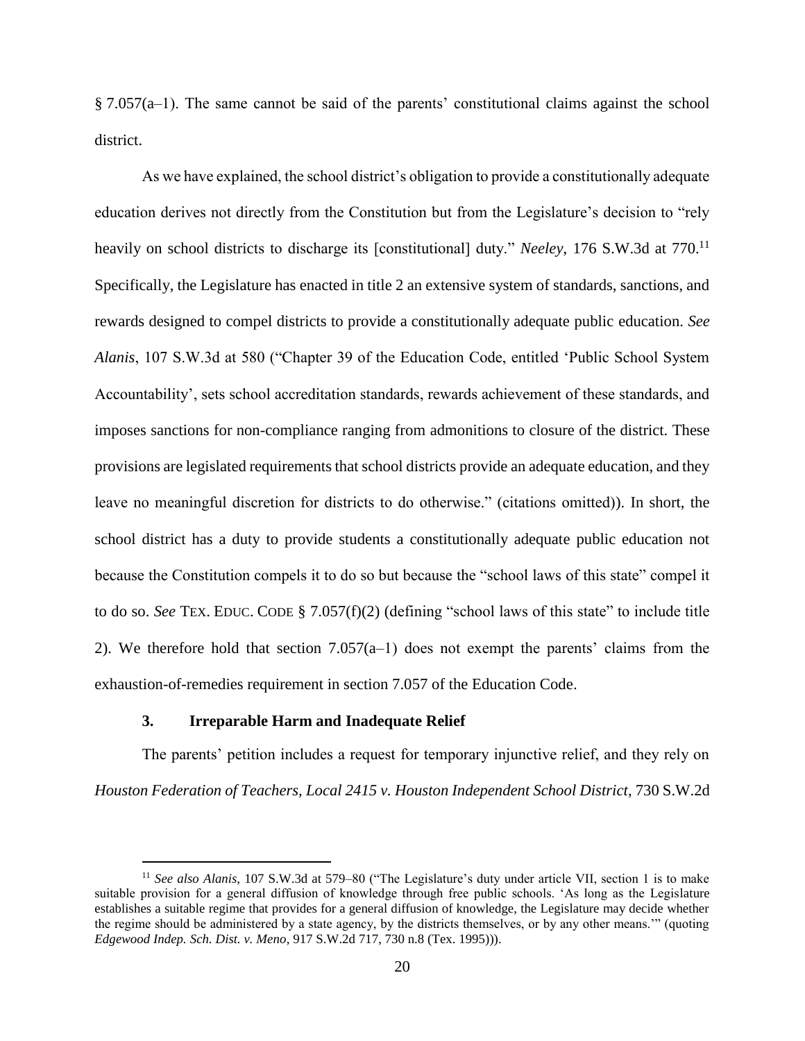§ 7.057(a–1). The same cannot be said of the parents' constitutional claims against the school district.

As we have explained, the school district's obligation to provide a constitutionally adequate education derives not directly from the Constitution but from the Legislature's decision to "rely heavily on school districts to discharge its [constitutional] duty." *Neeley*, 176 S.W.3d at 770.[11] Specifically, the Legislature has enacted in title 2 an extensive system of standards, sanctions, and rewards designed to compel districts to provide a constitutionally adequate public education. *See Alanis*, 107 S.W.3d at 580 ("Chapter 39 of the Education Code, entitled 'Public School System Accountability', sets school accreditation standards, rewards achievement of these standards, and imposes sanctions for non-compliance ranging from admonitions to closure of the district. These provisions are legislated requirements that school districts provide an adequate education, and they leave no meaningful discretion for districts to do otherwise." (citations omitted)). In short, the school district has a duty to provide students a constitutionally adequate public education not because the Constitution compels it to do so but because the "school laws of this state" compel it to do so. *See* TEX. EDUC. CODE § 7.057(f)(2) (defining "school laws of this state" to include title 2). We therefore hold that section 7.057(a–1) does not exempt the parents' claims from the exhaustion-of-remedies requirement in section 7.057 of the Education Code.

### 3. Irreparable Harm and Inadequate Relief

The parents' petition includes a request for temporary injunctive relief, and they rely on *Houston Federation of Teachers, Local 2415 v. Houston Independent School District*, 730 S.W.2d

[11] *See also Alanis*, 107 S.W.3d at 579–80 ("The Legislature's duty under article VII, section 1 is to make suitable provision for a general diffusion of knowledge through free public schools. 'As long as the Legislature establishes a suitable regime that provides for a general diffusion of knowledge, the Legislature may decide whether the regime should be administered by a state agency, by the districts themselves, or by any other means.'" (quoting *Edgewood Indep. Sch. Dist. v. Meno*, 917 S.W.2d 717, 730 n.8 (Tex. 1995))).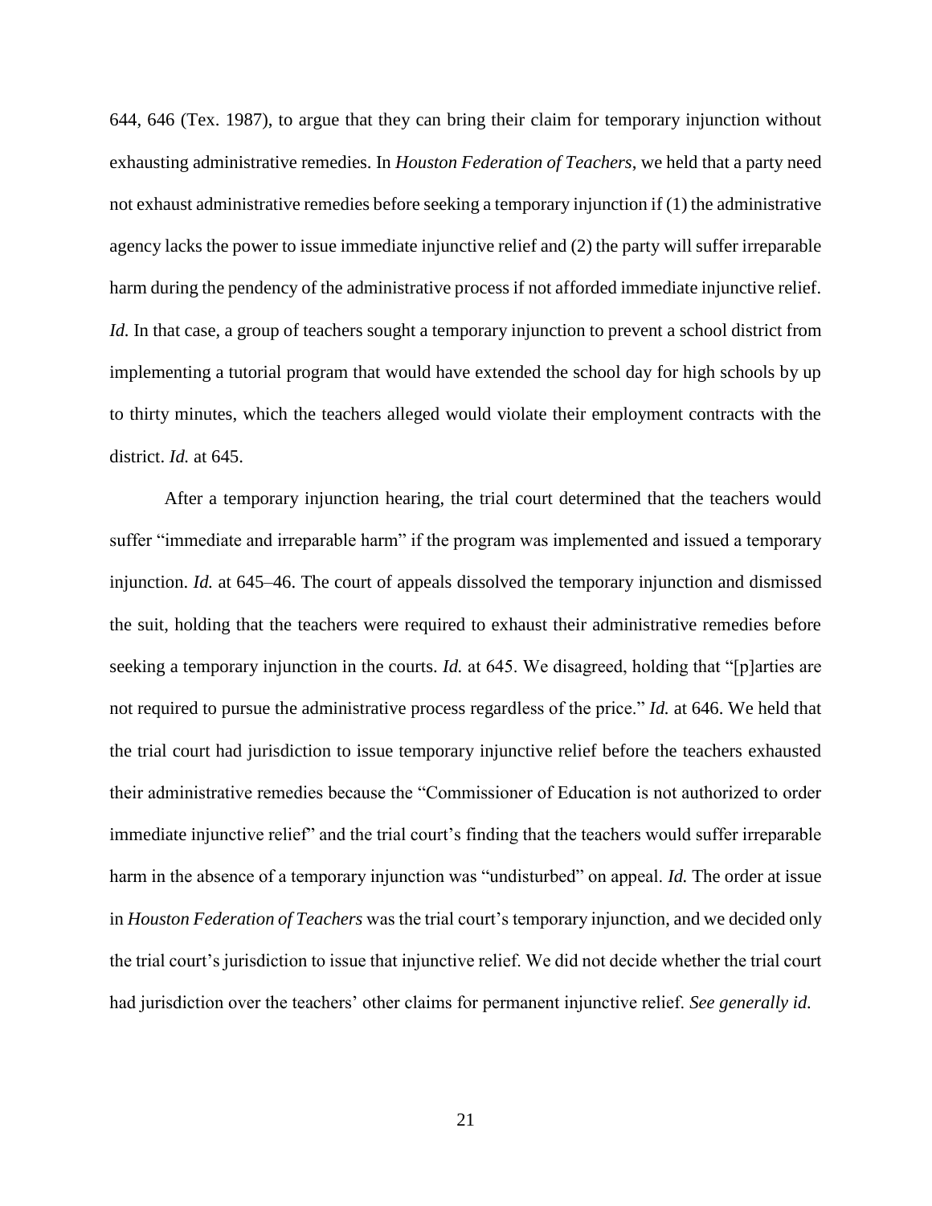644, 646 (Tex. 1987), to argue that they can bring their claim for temporary injunction without exhausting administrative remedies. In *Houston Federation of Teachers*, we held that a party need not exhaust administrative remedies before seeking a temporary injunction if (1) the administrative agency lacks the power to issue immediate injunctive relief and (2) the party will suffer irreparable harm during the pendency of the administrative process if not afforded immediate injunctive relief. *Id.* In that case, a group of teachers sought a temporary injunction to prevent a school district from implementing a tutorial program that would have extended the school day for high schools by up to thirty minutes, which the teachers alleged would violate their employment contracts with the district. *Id.* at 645.

After a temporary injunction hearing, the trial court determined that the teachers would suffer "immediate and irreparable harm" if the program was implemented and issued a temporary injunction. *Id.* at 645–46. The court of appeals dissolved the temporary injunction and dismissed the suit, holding that the teachers were required to exhaust their administrative remedies before seeking a temporary injunction in the courts. *Id.* at 645. We disagreed, holding that "[p]arties are not required to pursue the administrative process regardless of the price." *Id.* at 646. We held that the trial court had jurisdiction to issue temporary injunctive relief before the teachers exhausted their administrative remedies because the "Commissioner of Education is not authorized to order immediate injunctive relief" and the trial court's finding that the teachers would suffer irreparable harm in the absence of a temporary injunction was "undisturbed" on appeal. *Id.* The order at issue in *Houston Federation of Teachers* was the trial court's temporary injunction, and we decided only the trial court's jurisdiction to issue that injunctive relief. We did not decide whether the trial court had jurisdiction over the teachers' other claims for permanent injunctive relief. *See generally id.*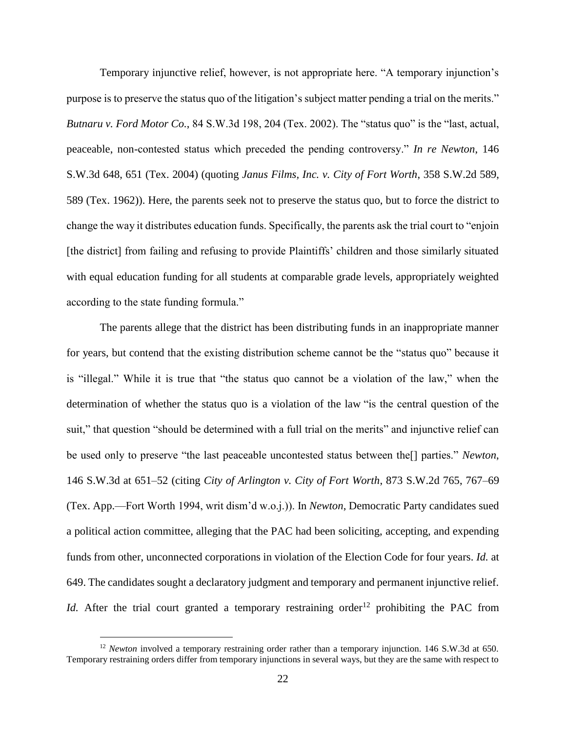Temporary injunctive relief, however, is not appropriate here. "A temporary injunction's purpose is to preserve the status quo of the litigation's subject matter pending a trial on the merits." *Butnaru v. Ford Motor Co.*, 84 S.W.3d 198, 204 (Tex. 2002). The "status quo" is the "last, actual, peaceable, non-contested status which preceded the pending controversy." *In re Newton*, 146 S.W.3d 648, 651 (Tex. 2004) (quoting *Janus Films, Inc. v. City of Fort Worth*, 358 S.W.2d 589, 589 (Tex. 1962)). Here, the parents seek not to preserve the status quo, but to force the district to change the way it distributes education funds. Specifically, the parents ask the trial court to "enjoin [the district] from failing and refusing to provide Plaintiffs' children and those similarly situated with equal education funding for all students at comparable grade levels, appropriately weighted according to the state funding formula."

The parents allege that the district has been distributing funds in an inappropriate manner for years, but contend that the existing distribution scheme cannot be the "status quo" because it is "illegal." While it is true that "the status quo cannot be a violation of the law," when the determination of whether the status quo is a violation of the law "is the central question of the suit," that question "should be determined with a full trial on the merits" and injunctive relief can be used only to preserve "the last peaceable uncontested status between the[] parties." *Newton*, 146 S.W.3d at 651–52 (citing *City of Arlington v. City of Fort Worth*, 873 S.W.2d 765, 767–69 (Tex. App.—Fort Worth 1994, writ dism'd w.o.j.)). In *Newton*, Democratic Party candidates sued a political action committee, alleging that the PAC had been soliciting, accepting, and expending funds from other, unconnected corporations in violation of the Election Code for four years. *Id.* at 649. The candidates sought a declaratory judgment and temporary and permanent injunctive relief. *Id.* After the trial court granted a temporary restraining order[12] prohibiting the PAC from

[12] *Newton* involved a temporary restraining order rather than a temporary injunction. 146 S.W.3d at 650. Temporary restraining orders differ from temporary injunctions in several ways, but they are the same with respect to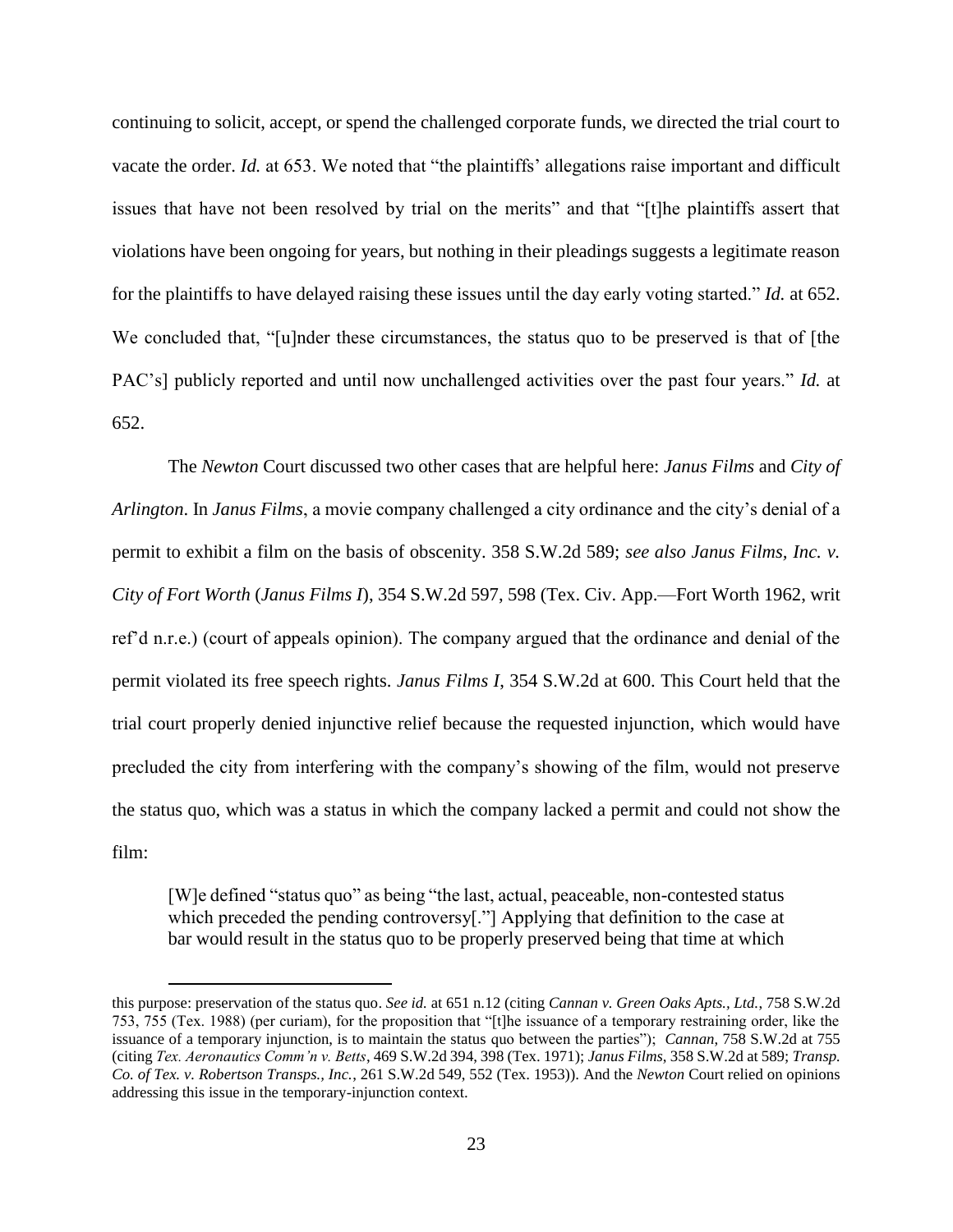continuing to solicit, accept, or spend the challenged corporate funds, we directed the trial court to vacate the order. *Id.* at 653. We noted that "the plaintiffs' allegations raise important and difficult issues that have not been resolved by trial on the merits" and that "[t]he plaintiffs assert that violations have been ongoing for years, but nothing in their pleadings suggests a legitimate reason for the plaintiffs to have delayed raising these issues until the day early voting started." *Id.* at 652. We concluded that, "[u]nder these circumstances, the status quo to be preserved is that of [the PAC's] publicly reported and until now unchallenged activities over the past four years." *Id.* at 652.

The *Newton* Court discussed two other cases that are helpful here: *Janus Films* and *City of Arlington*. In *Janus Films*, a movie company challenged a city ordinance and the city's denial of a permit to exhibit a film on the basis of obscenity. 358 S.W.2d 589; *see also Janus Films, Inc. v. City of Fort Worth* (*Janus Films I*), 354 S.W.2d 597, 598 (Tex. Civ. App.—Fort Worth 1962, writ ref'd n.r.e.) (court of appeals opinion). The company argued that the ordinance and denial of the permit violated its free speech rights. *Janus Films I*, 354 S.W.2d at 600. This Court held that the trial court properly denied injunctive relief because the requested injunction, which would have precluded the city from interfering with the company's showing of the film, would not preserve the status quo, which was a status in which the company lacked a permit and could not show the film:

> [W]e defined "status quo" as being "the last, actual, peaceable, non-contested status which preceded the pending controversy[."] Applying that definition to the case at bar would result in the status quo to be properly preserved being that time at which

---

this purpose: preservation of the status quo. *See id.* at 651 n.12 (citing *Cannan v. Green Oaks Apts., Ltd.*, 758 S.W.2d 753, 755 (Tex. 1988) (per curiam), for the proposition that "[t]he issuance of a temporary restraining order, like the issuance of a temporary injunction, is to maintain the status quo between the parties"); *Cannan*, 758 S.W.2d at 755 (citing *Tex. Aeronautics Comm'n v. Betts*, 469 S.W.2d 394, 398 (Tex. 1971); *Janus Films*, 358 S.W.2d at 589; *Transp. Co. of Tex. v. Robertson Transps., Inc.*, 261 S.W.2d 549, 552 (Tex. 1953)). And the *Newton* Court relied on opinions addressing this issue in the temporary-injunction context.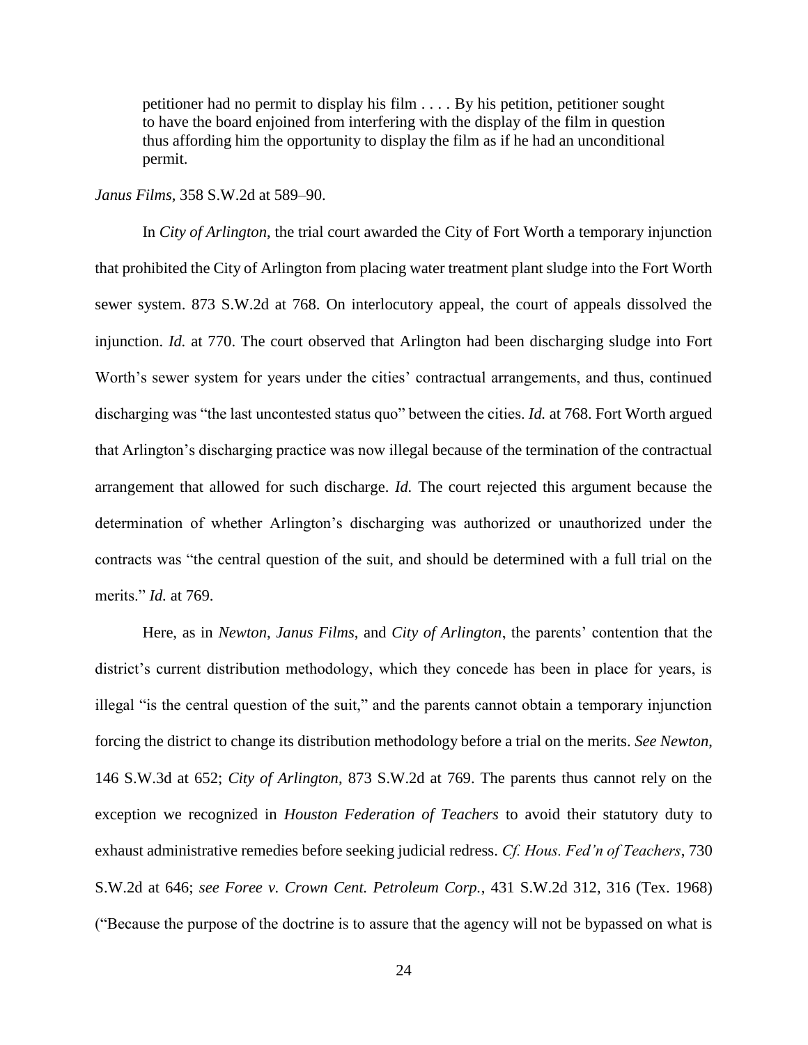> petitioner had no permit to display his film . . . . By his petition, petitioner sought to have the board enjoined from interfering with the display of the film in question thus affording him the opportunity to display the film as if he had an unconditional permit.

*Janus Films*, 358 S.W.2d at 589–90.

In *City of Arlington*, the trial court awarded the City of Fort Worth a temporary injunction that prohibited the City of Arlington from placing water treatment plant sludge into the Fort Worth sewer system. 873 S.W.2d at 768. On interlocutory appeal, the court of appeals dissolved the injunction. *Id.* at 770. The court observed that Arlington had been discharging sludge into Fort Worth's sewer system for years under the cities' contractual arrangements, and thus, continued discharging was "the last uncontested status quo" between the cities. *Id.* at 768. Fort Worth argued that Arlington's discharging practice was now illegal because of the termination of the contractual arrangement that allowed for such discharge. *Id.* The court rejected this argument because the determination of whether Arlington's discharging was authorized or unauthorized under the contracts was "the central question of the suit, and should be determined with a full trial on the merits." *Id.* at 769.

Here, as in *Newton*, *Janus Films*, and *City of Arlington*, the parents' contention that the district's current distribution methodology, which they concede has been in place for years, is illegal "is the central question of the suit," and the parents cannot obtain a temporary injunction forcing the district to change its distribution methodology before a trial on the merits. *See Newton*, 146 S.W.3d at 652; *City of Arlington*, 873 S.W.2d at 769. The parents thus cannot rely on the exception we recognized in *Houston Federation of Teachers* to avoid their statutory duty to exhaust administrative remedies before seeking judicial redress. *Cf. Hous. Fed'n of Teachers*, 730 S.W.2d at 646; *see Foree v. Crown Cent. Petroleum Corp.*, 431 S.W.2d 312, 316 (Tex. 1968) ("Because the purpose of the doctrine is to assure that the agency will not be bypassed on what is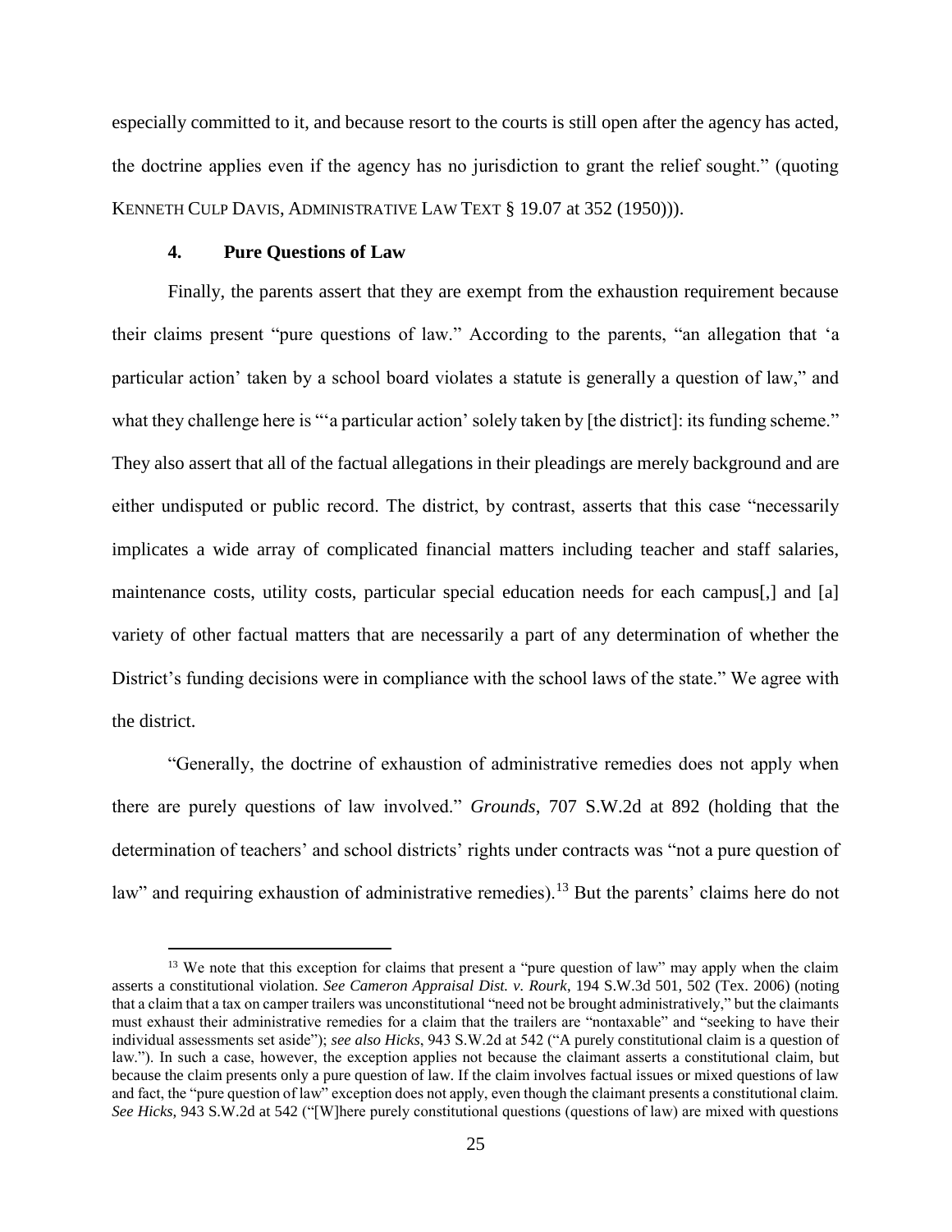especially committed to it, and because resort to the courts is still open after the agency has acted, the doctrine applies even if the agency has no jurisdiction to grant the relief sought." (quoting KENNETH CULP DAVIS, ADMINISTRATIVE LAW TEXT § 19.07 at 352 (1950))).

### 4. Pure Questions of Law

Finally, the parents assert that they are exempt from the exhaustion requirement because their claims present "pure questions of law." According to the parents, "an allegation that 'a particular action' taken by a school board violates a statute is generally a question of law," and what they challenge here is "'a particular action' solely taken by [the district]: its funding scheme." They also assert that all of the factual allegations in their pleadings are merely background and are either undisputed or public record. The district, by contrast, asserts that this case "necessarily implicates a wide array of complicated financial matters including teacher and staff salaries, maintenance costs, utility costs, particular special education needs for each campus[,] and [a] variety of other factual matters that are necessarily a part of any determination of whether the District's funding decisions were in compliance with the school laws of the state." We agree with the district.

"Generally, the doctrine of exhaustion of administrative remedies does not apply when there are purely questions of law involved." *Grounds*, 707 S.W.2d at 892 (holding that the determination of teachers' and school districts' rights under contracts was "not a pure question of law" and requiring exhaustion of administrative remedies).[13] But the parents' claims here do not

[13] We note that this exception for claims that present a "pure question of law" may apply when the claim asserts a constitutional violation. *See Cameron Appraisal Dist. v. Rourk*, 194 S.W.3d 501, 502 (Tex. 2006) (noting that a claim that a tax on camper trailers was unconstitutional "need not be brought administratively," but the claimants must exhaust their administrative remedies for a claim that the trailers are "nontaxable" and "seeking to have their individual assessments set aside"); *see also Hicks*, 943 S.W.2d at 542 ("A purely constitutional claim is a question of law."). In such a case, however, the exception applies not because the claimant asserts a constitutional claim, but because the claim presents only a pure question of law. If the claim involves factual issues or mixed questions of law and fact, the "pure question of law" exception does not apply, even though the claimant presents a constitutional claim. *See Hicks*, 943 S.W.2d at 542 ("[W]here purely constitutional questions (questions of law) are mixed with questions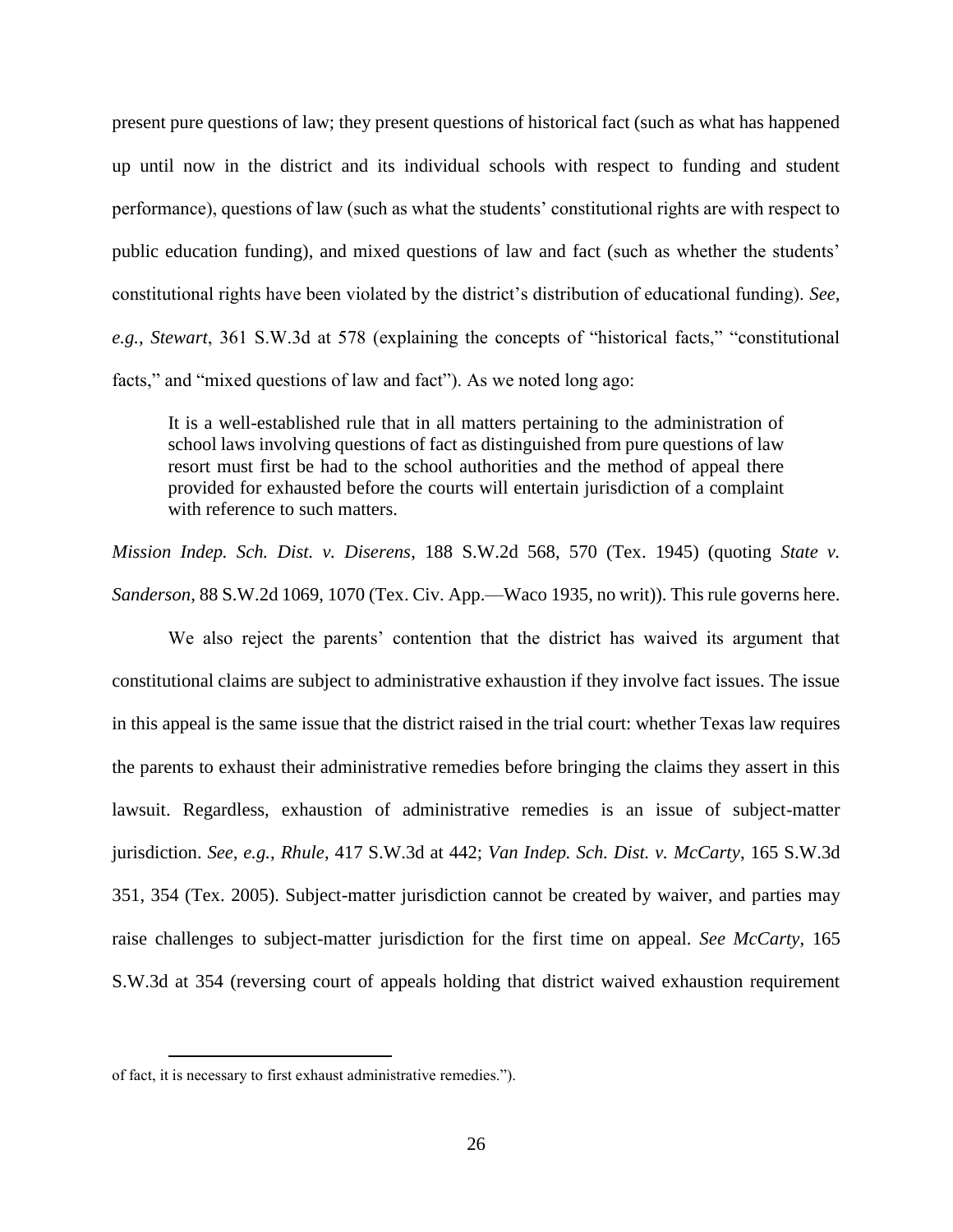present pure questions of law; they present questions of historical fact (such as what has happened up until now in the district and its individual schools with respect to funding and student performance), questions of law (such as what the students' constitutional rights are with respect to public education funding), and mixed questions of law and fact (such as whether the students' constitutional rights have been violated by the district's distribution of educational funding). *See, e.g.*, *Stewart*, 361 S.W.3d at 578 (explaining the concepts of "historical facts," "constitutional facts," and "mixed questions of law and fact"). As we noted long ago:

> It is a well-established rule that in all matters pertaining to the administration of school laws involving questions of fact as distinguished from pure questions of law resort must first be had to the school authorities and the method of appeal there provided for exhausted before the courts will entertain jurisdiction of a complaint with reference to such matters.

*Mission Indep. Sch. Dist. v. Diserens*, 188 S.W.2d 568, 570 (Tex. 1945) (quoting *State v. Sanderson*, 88 S.W.2d 1069, 1070 (Tex. Civ. App.—Waco 1935, no writ)). This rule governs here.

We also reject the parents' contention that the district has waived its argument that constitutional claims are subject to administrative exhaustion if they involve fact issues. The issue in this appeal is the same issue that the district raised in the trial court: whether Texas law requires the parents to exhaust their administrative remedies before bringing the claims they assert in this lawsuit. Regardless, exhaustion of administrative remedies is an issue of subject-matter jurisdiction. *See, e.g.*, *Rhule*, 417 S.W.3d at 442; *Van Indep. Sch. Dist. v. McCarty*, 165 S.W.3d 351, 354 (Tex. 2005). Subject-matter jurisdiction cannot be created by waiver, and parties may raise challenges to subject-matter jurisdiction for the first time on appeal. *See McCarty*, 165 S.W.3d at 354 (reversing court of appeals holding that district waived exhaustion requirement

---

of fact, it is necessary to first exhaust administrative remedies.").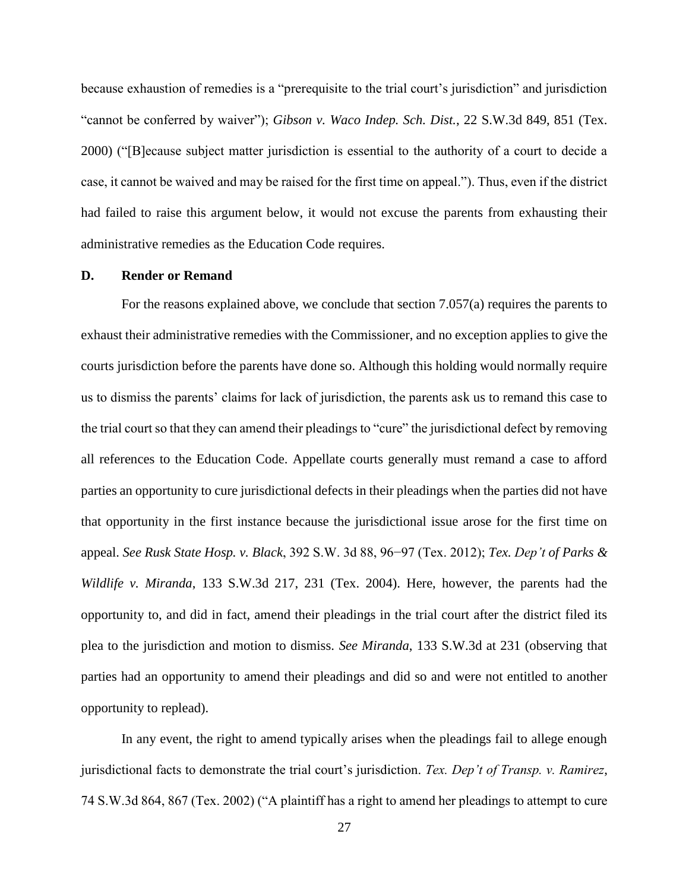because exhaustion of remedies is a "prerequisite to the trial court's jurisdiction" and jurisdiction "cannot be conferred by waiver"); *Gibson v. Waco Indep. Sch. Dist.*, 22 S.W.3d 849, 851 (Tex. 2000) ("[B]ecause subject matter jurisdiction is essential to the authority of a court to decide a case, it cannot be waived and may be raised for the first time on appeal."). Thus, even if the district had failed to raise this argument below, it would not excuse the parents from exhausting their administrative remedies as the Education Code requires.

**D. Render or Remand**

For the reasons explained above, we conclude that section 7.057(a) requires the parents to exhaust their administrative remedies with the Commissioner, and no exception applies to give the courts jurisdiction before the parents have done so. Although this holding would normally require us to dismiss the parents' claims for lack of jurisdiction, the parents ask us to remand this case to the trial court so that they can amend their pleadings to "cure" the jurisdictional defect by removing all references to the Education Code. Appellate courts generally must remand a case to afford parties an opportunity to cure jurisdictional defects in their pleadings when the parties did not have that opportunity in the first instance because the jurisdictional issue arose for the first time on appeal. *See Rusk State Hosp. v. Black*, 392 S.W. 3d 88, 96−97 (Tex. 2012); *Tex. Dep't of Parks & Wildlife v. Miranda*, 133 S.W.3d 217, 231 (Tex. 2004). Here, however, the parents had the opportunity to, and did in fact, amend their pleadings in the trial court after the district filed its plea to the jurisdiction and motion to dismiss. *See Miranda*, 133 S.W.3d at 231 (observing that parties had an opportunity to amend their pleadings and did so and were not entitled to another opportunity to replead).

In any event, the right to amend typically arises when the pleadings fail to allege enough jurisdictional facts to demonstrate the trial court's jurisdiction. *Tex. Dep't of Transp. v. Ramirez*, 74 S.W.3d 864, 867 (Tex. 2002) ("A plaintiff has a right to amend her pleadings to attempt to cure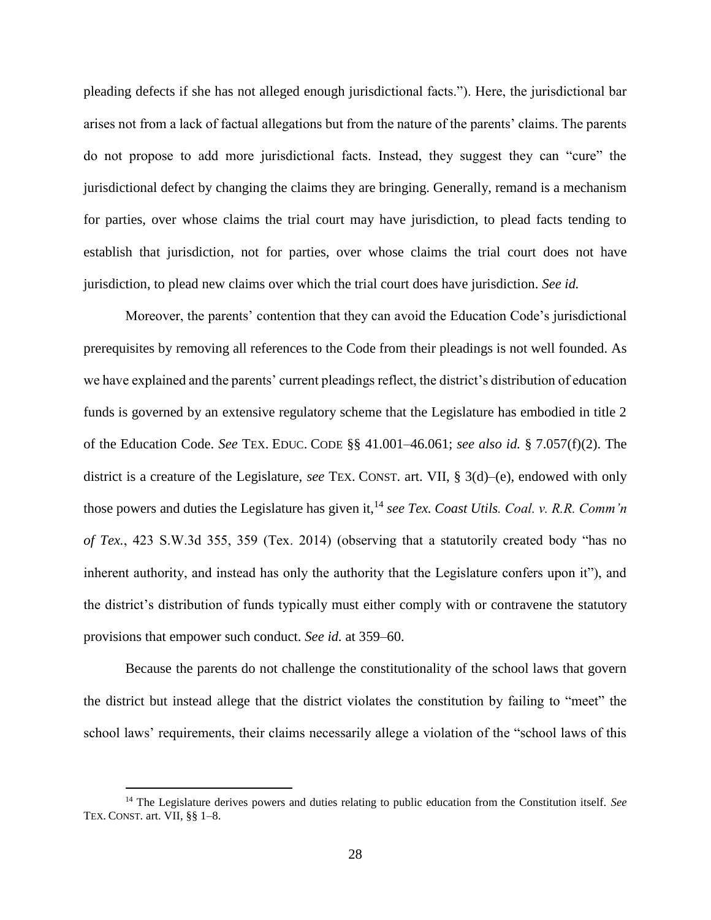pleading defects if she has not alleged enough jurisdictional facts."). Here, the jurisdictional bar arises not from a lack of factual allegations but from the nature of the parents' claims. The parents do not propose to add more jurisdictional facts. Instead, they suggest they can "cure" the jurisdictional defect by changing the claims they are bringing. Generally, remand is a mechanism for parties, over whose claims the trial court may have jurisdiction, to plead facts tending to establish that jurisdiction, not for parties, over whose claims the trial court does not have jurisdiction, to plead new claims over which the trial court does have jurisdiction. *See id.*

Moreover, the parents' contention that they can avoid the Education Code's jurisdictional prerequisites by removing all references to the Code from their pleadings is not well founded. As we have explained and the parents' current pleadings reflect, the district's distribution of education funds is governed by an extensive regulatory scheme that the Legislature has embodied in title 2 of the Education Code. *See* TEX. EDUC. CODE §§ 41.001–46.061; *see also id.* § 7.057(f)(2). The district is a creature of the Legislature, *see* TEX. CONST. art. VII, § 3(d)–(e), endowed with only those powers and duties the Legislature has given it,[14] *see Tex. Coast Utils. Coal. v. R.R. Comm'n of Tex.*, 423 S.W.3d 355, 359 (Tex. 2014) (observing that a statutorily created body "has no inherent authority, and instead has only the authority that the Legislature confers upon it"), and the district's distribution of funds typically must either comply with or contravene the statutory provisions that empower such conduct. *See id.* at 359–60.

Because the parents do not challenge the constitutionality of the school laws that govern the district but instead allege that the district violates the constitution by failing to "meet" the school laws' requirements, their claims necessarily allege a violation of the "school laws of this

[14] The Legislature derives powers and duties relating to public education from the Constitution itself. *See* TEX. CONST. art. VII, §§ 1–8.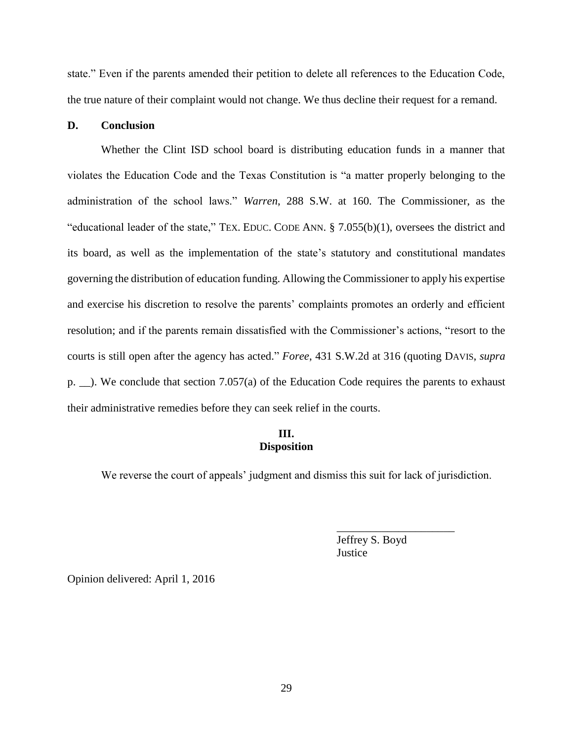state." Even if the parents amended their petition to delete all references to the Education Code, the true nature of their complaint would not change. We thus decline their request for a remand.

**D. Conclusion**

Whether the Clint ISD school board is distributing education funds in a manner that violates the Education Code and the Texas Constitution is "a matter properly belonging to the administration of the school laws." *Warren*, 288 S.W. at 160. The Commissioner, as the "educational leader of the state," TEX. EDUC. CODE ANN. § 7.055(b)(1), oversees the district and its board, as well as the implementation of the state's statutory and constitutional mandates governing the distribution of education funding. Allowing the Commissioner to apply his expertise and exercise his discretion to resolve the parents' complaints promotes an orderly and efficient resolution; and if the parents remain dissatisfied with the Commissioner's actions, "resort to the courts is still open after the agency has acted." *Foree*, 431 S.W.2d at 316 (quoting DAVIS, *supra* p. __). We conclude that section 7.057(a) of the Education Code requires the parents to exhaust their administrative remedies before they can seek relief in the courts.

## III.
## Disposition

We reverse the court of appeals' judgment and dismiss this suit for lack of jurisdiction.

____________________
Jeffrey S. Boyd
Justice

Opinion delivered: April 1, 2016